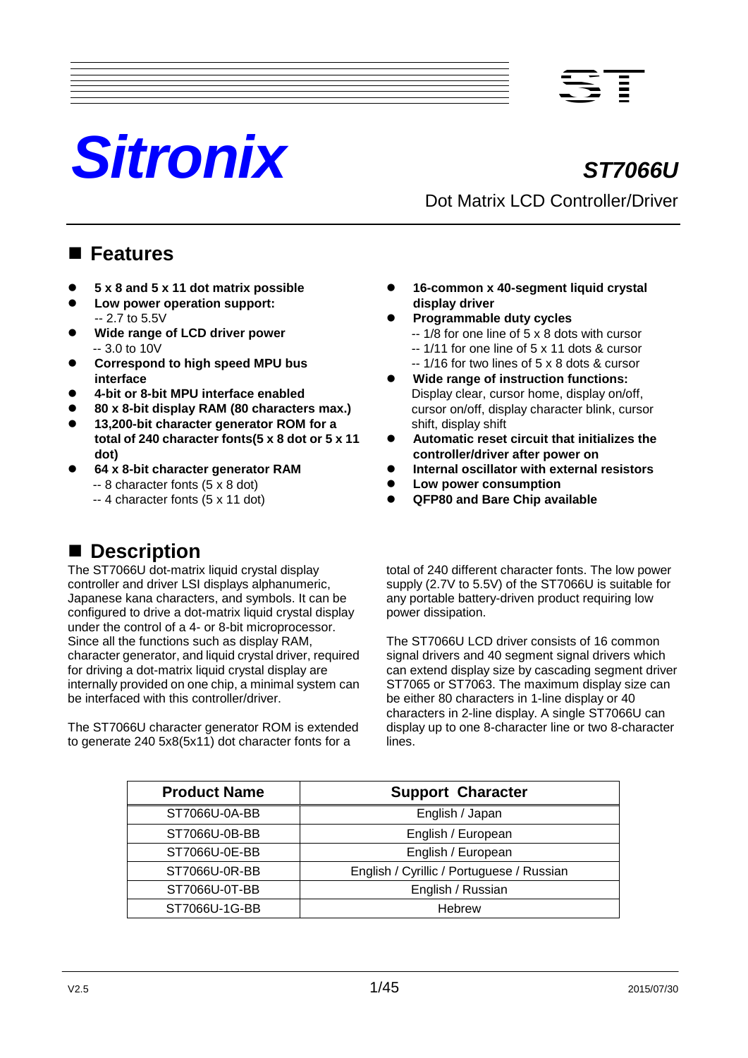# Sitronix

## ST7066U

Dot Matrix LCD Controller/Driver

## Features

- **5 x 8 and 5 x 11 dot matrix possible**
- **Low power operation support:**
  -- 2.7 to 5.5V
- **Wide range of LCD driver power**
  -- 3.0 to 10V
- **Correspond to high speed MPU bus interface**
- **4-bit or 8-bit MPU interface enabled**
- **80 x 8-bit display RAM (80 characters max.)**
- **13,200-bit character generator ROM for a total of 240 character fonts(5 x 8 dot or 5 x 11 dot)**
- **64 x 8-bit character generator RAM**
  -- 8 character fonts (5 x 8 dot)
  -- 4 character fonts (5 x 11 dot)
- **16-common x 40-segment liquid crystal display driver**
- **Programmable duty cycles**
  -- 1/8 for one line of 5 x 8 dots with cursor
  -- 1/11 for one line of 5 x 11 dots & cursor
  -- 1/16 for two lines of 5 x 8 dots & cursor
- **Wide range of instruction functions:**
  Display clear, cursor home, display on/off, cursor on/off, display character blink, cursor shift, display shift
- **Automatic reset circuit that initializes the controller/driver after power on**
- **Internal oscillator with external resistors**
- **Low power consumption**
- **QFP80 and Bare Chip available**

## Description

The ST7066U dot-matrix liquid crystal display controller and driver LSI displays alphanumeric, Japanese kana characters, and symbols. It can be configured to drive a dot-matrix liquid crystal display under the control of a 4- or 8-bit microprocessor. Since all the functions such as display RAM, character generator, and liquid crystal driver, required for driving a dot-matrix liquid crystal display are internally provided on one chip, a minimal system can be interfaced with this controller/driver.

The ST7066U character generator ROM is extended to generate 240 5x8(5x11) dot character fonts for a total of 240 different character fonts. The low power supply (2.7V to 5.5V) of the ST7066U is suitable for any portable battery-driven product requiring low power dissipation.

The ST7066U LCD driver consists of 16 common signal drivers and 40 segment signal drivers which can extend display size by cascading segment driver ST7065 or ST7063. The maximum display size can be either 80 characters in 1-line display or 40 characters in 2-line display. A single ST7066U can display up to one 8-character line or two 8-character lines.

| Product Name | Support Character |
|---|---|
| ST7066U-0A-BB | English / Japan |
| ST7066U-0B-BB | English / European |
| ST7066U-0E-BB | English / European |
| ST7066U-0R-BB | English / Cyrillic / Portuguese / Russian |
| ST7066U-0T-BB | English / Russian |
| ST7066U-1G-BB | Hebrew |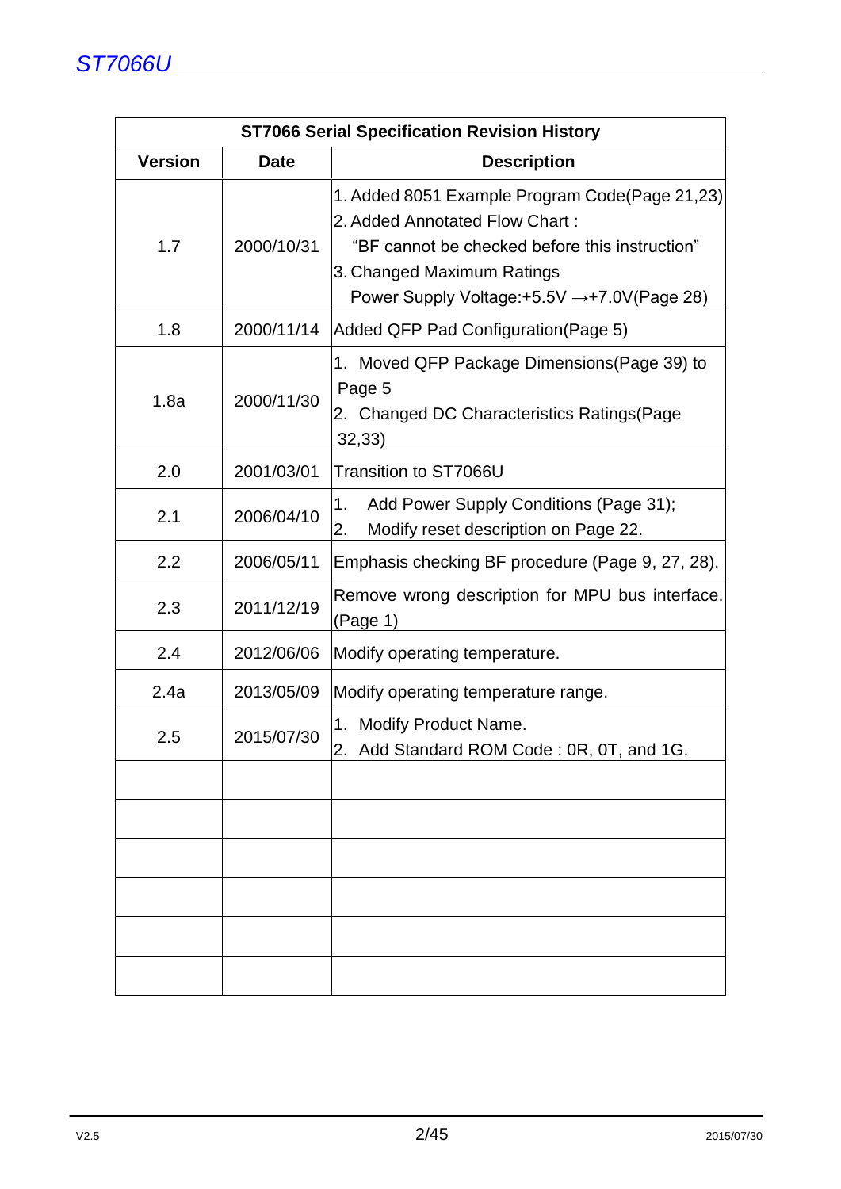| ST7066 Serial Specification Revision History | | |
|---|---|---|
| **Version** | **Date** | **Description** |
| 1.7 | 2000/10/31 | 1. Added 8051 Example Program Code(Page 21,23)<br>2. Added Annotated Flow Chart :<br>"BF cannot be checked before this instruction"<br>3. Changed Maximum Ratings<br>Power Supply Voltage:+5.5V →+7.0V(Page 28) |
| 1.8 | 2000/11/14 | Added QFP Pad Configuration(Page 5) |
| 1.8a | 2000/11/30 | 1. Moved QFP Package Dimensions(Page 39) to Page 5<br>2. Changed DC Characteristics Ratings(Page 32,33) |
| 2.0 | 2001/03/01 | Transition to ST7066U |
| 2.1 | 2006/04/10 | 1. Add Power Supply Conditions (Page 31);<br>2. Modify reset description on Page 22. |
| 2.2 | 2006/05/11 | Emphasis checking BF procedure (Page 9, 27, 28). |
| 2.3 | 2011/12/19 | Remove wrong description for MPU bus interface. (Page 1) |
| 2.4 | 2012/06/06 | Modify operating temperature. |
| 2.4a | 2013/05/09 | Modify operating temperature range. |
| 2.5 | 2015/07/30 | 1. Modify Product Name.<br>2. Add Standard ROM Code : 0R, 0T, and 1G. |
| | | |
| | | |
| | | |
| | | |
| | | |
| | | |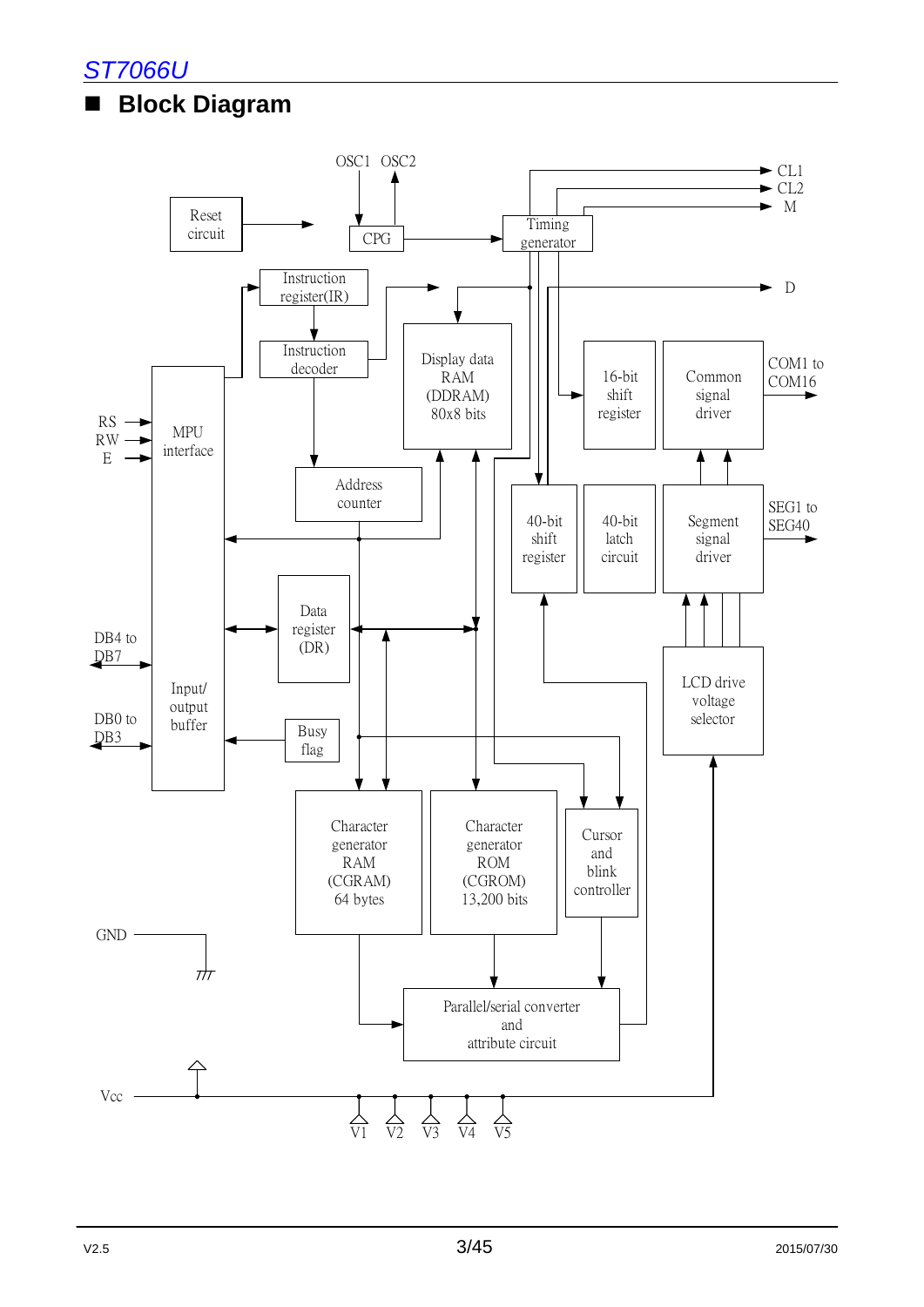## Block Diagram

OSC1 OSC2

Reset circuit

CPG

Timing generator

CL1
CL2
M

Instruction register(IR)

Instruction decoder

Display data RAM (DDRAM) 80x8 bits

D

16-bit shift register

Common signal driver

COM1 to COM16

RS
RW
E

MPU interface

Address counter

40-bit shift register

40-bit latch circuit

Segment signal driver

SEG1 to SEG40

Data register (DR)

DB4 to DB7

DB0 to DB3

Input/ output buffer

LCD drive voltage selector

Busy flag

Character generator RAM (CGRAM) 64 bytes

Character generator ROM (CGROM) 13,200 bits

Cursor and blink controller

GND

Parallel/serial converter and attribute circuit

Vcc

V1 V2 V3 V4 V5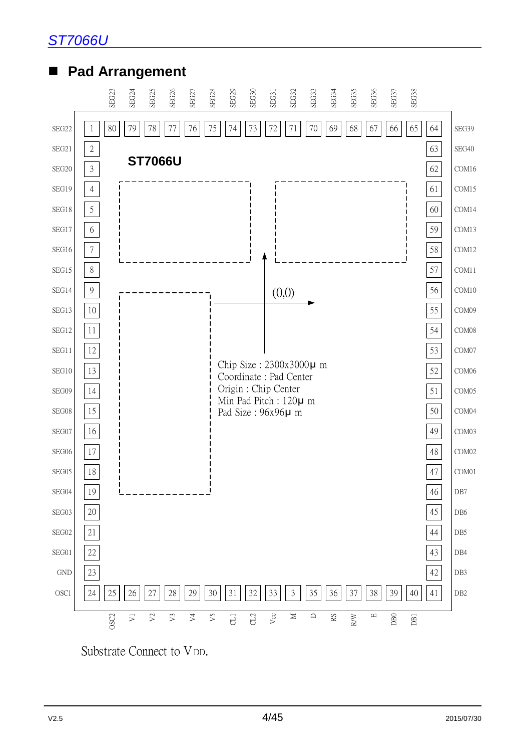## Pad Arrangement

| Pad | Name | Pad | Name |
|---|---|---|---|
| 1 | SEG22 | 41 | DB2 |
| 2 | SEG21 | 42 | DB3 |
| 3 | SEG20 | 43 | DB4 |
| 4 | SEG19 | 44 | DB5 |
| 5 | SEG18 | 45 | DB6 |
| 6 | SEG17 | 46 | DB7 |
| 7 | SEG16 | 47 | COM01 |
| 8 | SEG15 | 48 | COM02 |
| 9 | SEG14 | 49 | COM03 |
| 10 | SEG13 | 50 | COM04 |
| 11 | SEG12 | 51 | COM05 |
| 12 | SEG11 | 52 | COM06 |
| 13 | SEG10 | 53 | COM07 |
| 14 | SEG09 | 54 | COM08 |
| 15 | SEG08 | 55 | COM09 |
| 16 | SEG07 | 56 | COM10 |
| 17 | SEG06 | 57 | COM11 |
| 18 | SEG05 | 58 | COM12 |
| 19 | SEG04 | 59 | COM13 |
| 20 | SEG03 | 60 | COM14 |
| 21 | SEG02 | 61 | COM15 |
| 22 | SEG01 | 62 | COM16 |
| 23 | GND | 63 | SEG40 |
| 24 | OSC1 | 64 | SEG39 |
| 25 | OSC2 | 65 | SEG38 |
| 26 | V1 | 66 | SEG37 |
| 27 | V2 | 67 | SEG36 |
| 28 | V3 | 68 | SEG35 |
| 29 | V4 | 69 | SEG34 |
| 30 | V5 | 70 | SEG33 |
| 31 | CL1 | 71 | SEG32 |
| 32 | CL2 | 72 | SEG31 |
| 33 | Vcc | 73 | SEG30 |
| 3 | M | 74 | SEG29 |
| 35 | D | 75 | SEG28 |
| 36 | RS | 76 | SEG27 |
| 37 | R/W | 77 | SEG26 |
| 38 | E | 78 | SEG25 |
| 39 | DB0 | 79 | SEG24 |
| 40 | DB1 | 80 | SEG23 |

**ST7066U**

(0,0)

Chip Size : 2300x3000μ m
Coordinate : Pad Center
Origin : Chip Center
Min Pad Pitch : 120μ m
Pad Size : 96x96μ m

Substrate Connect to VDD.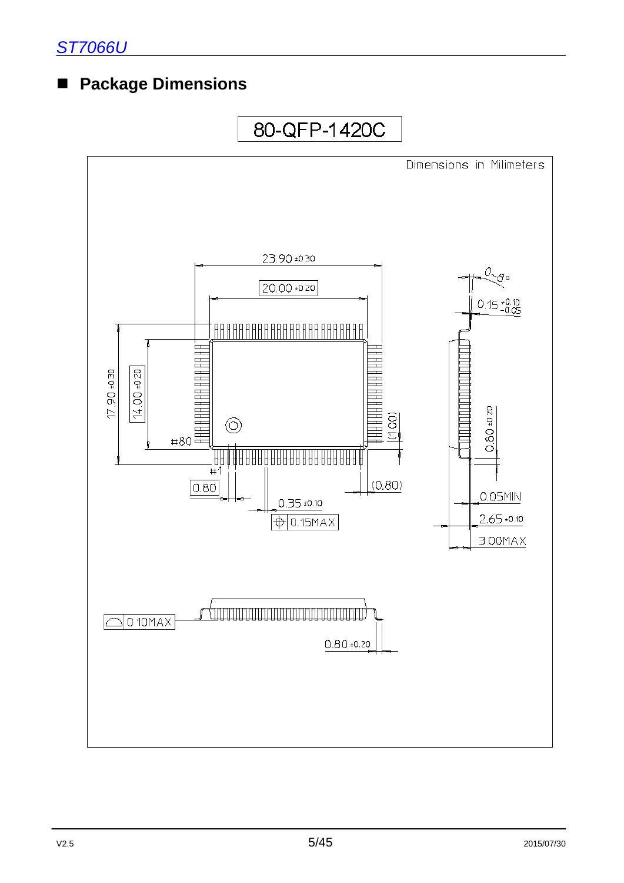## ■ Package Dimensions

80-QFP-1420C

Dimensions in Milimeters

23.90 ±0.30

20.00 ±0.20

17.90 ±0.30

14.00 ±0.20

#80

#1

0.80

0.35 ±0.10

0.15MAX

(0.80)

(1.00)

0~8°

0.15 +0.10 -0.05

0.80 ±0.20

0.05MIN

2.65 ±0.10

3.00MAX

0.10MAX

0.80 ±0.20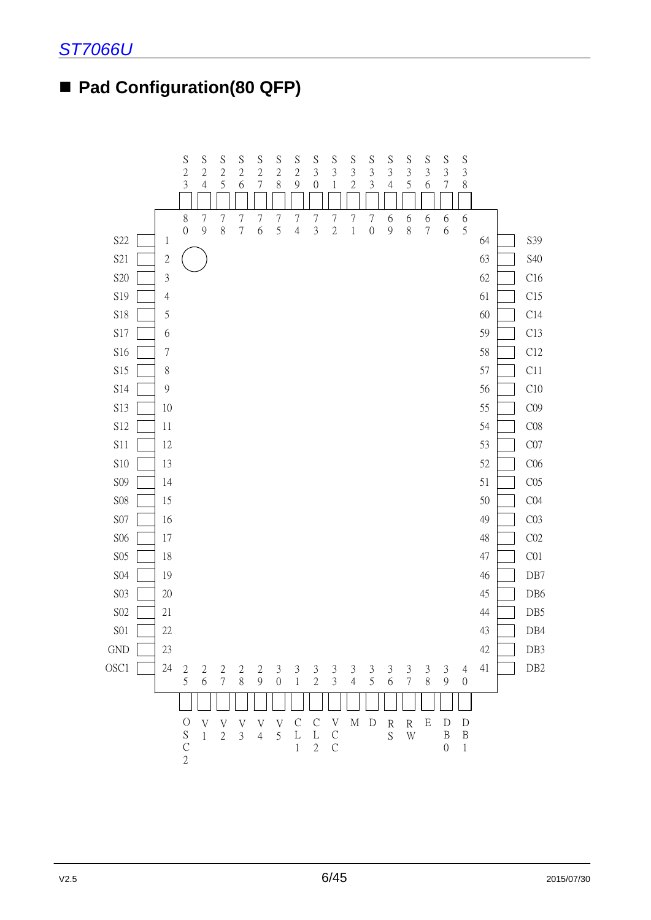## ■ Pad Configuration(80 QFP)

| Pin | Name | Pin | Name |
|---|---|---|---|
| 1 | S22 | 41 | DB2 |
| 2 | S21 | 42 | DB3 |
| 3 | S20 | 43 | DB4 |
| 4 | S19 | 44 | DB5 |
| 5 | S18 | 45 | DB6 |
| 6 | S17 | 46 | DB7 |
| 7 | S16 | 47 | C01 |
| 8 | S15 | 48 | C02 |
| 9 | S14 | 49 | C03 |
| 10 | S13 | 50 | C04 |
| 11 | S12 | 51 | C05 |
| 12 | S11 | 52 | C06 |
| 13 | S10 | 53 | C07 |
| 14 | S09 | 54 | C08 |
| 15 | S08 | 55 | C09 |
| 16 | S07 | 56 | C10 |
| 17 | S06 | 57 | C11 |
| 18 | S05 | 58 | C12 |
| 19 | S04 | 59 | C13 |
| 20 | S03 | 60 | C14 |
| 21 | S02 | 61 | C15 |
| 22 | S01 | 62 | C16 |
| 23 | GND | 63 | S40 |
| 24 | OSC1 | 64 | S39 |
| 25 | OSC2 | 65 | S38 |
| 26 | V1 | 66 | S37 |
| 27 | V2 | 67 | S36 |
| 28 | V3 | 68 | S35 |
| 29 | V4 | 69 | S34 |
| 30 | V5 | 70 | S33 |
| 31 | CL1 | 71 | S32 |
| 32 | CL2 | 72 | S31 |
| 33 | VCC | 73 | S30 |
| 34 | M | 74 | S29 |
| 35 | D | 75 | S28 |
| 36 | RS | 76 | S27 |
| 37 | RW | 77 | S26 |
| 38 | E | 78 | S25 |
| 39 | DB0 | 79 | S24 |
| 40 | DB1 | 80 | S23 |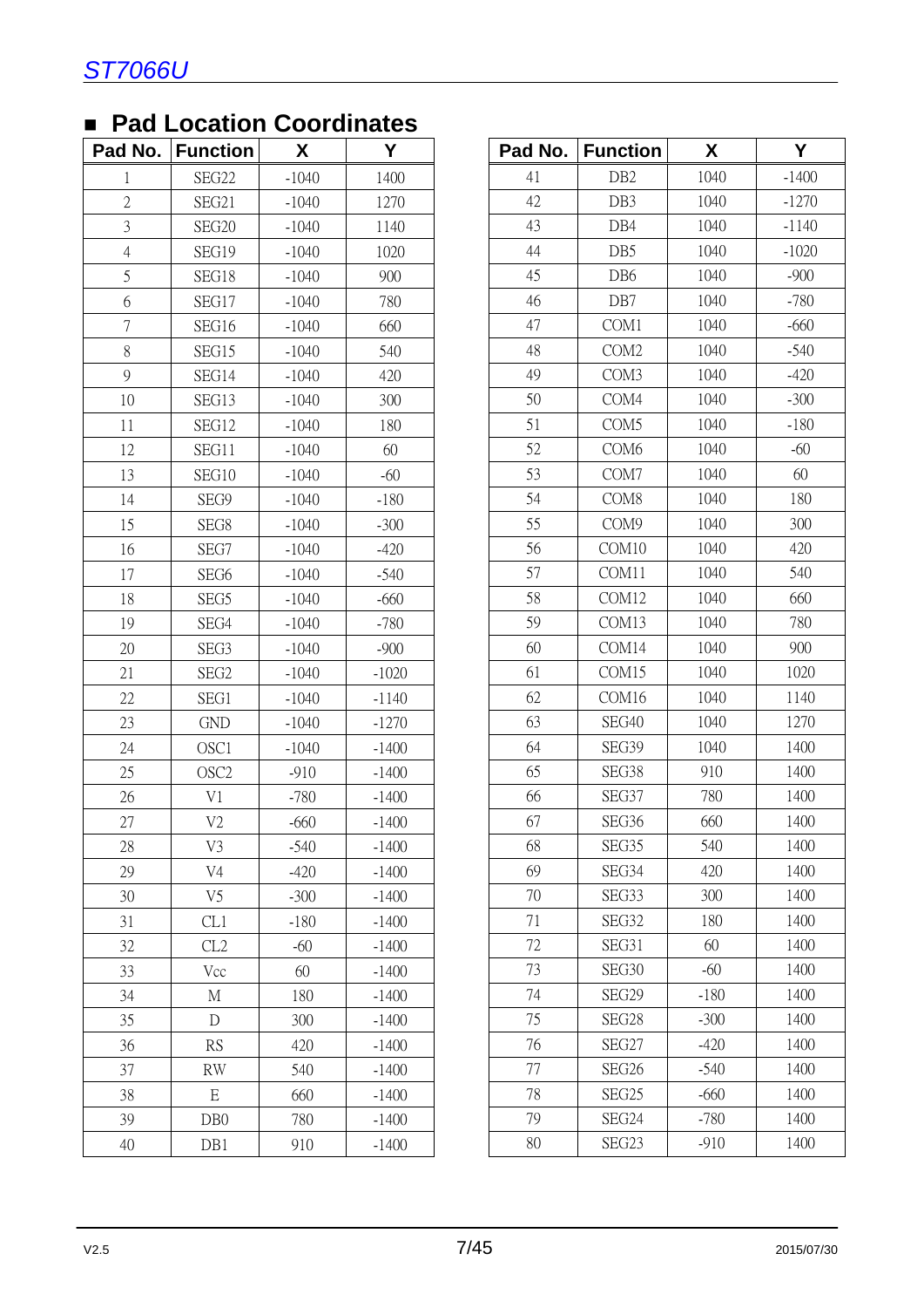## Pad Location Coordinates

| Pad No. | Function | X | Y |
|---|---|---|---|
| 1 | SEG22 | -1040 | 1400 |
| 2 | SEG21 | -1040 | 1270 |
| 3 | SEG20 | -1040 | 1140 |
| 4 | SEG19 | -1040 | 1020 |
| 5 | SEG18 | -1040 | 900 |
| 6 | SEG17 | -1040 | 780 |
| 7 | SEG16 | -1040 | 660 |
| 8 | SEG15 | -1040 | 540 |
| 9 | SEG14 | -1040 | 420 |
| 10 | SEG13 | -1040 | 300 |
| 11 | SEG12 | -1040 | 180 |
| 12 | SEG11 | -1040 | 60 |
| 13 | SEG10 | -1040 | -60 |
| 14 | SEG9 | -1040 | -180 |
| 15 | SEG8 | -1040 | -300 |
| 16 | SEG7 | -1040 | -420 |
| 17 | SEG6 | -1040 | -540 |
| 18 | SEG5 | -1040 | -660 |
| 19 | SEG4 | -1040 | -780 |
| 20 | SEG3 | -1040 | -900 |
| 21 | SEG2 | -1040 | -1020 |
| 22 | SEG1 | -1040 | -1140 |
| 23 | GND | -1040 | -1270 |
| 24 | OSC1 | -1040 | -1400 |
| 25 | OSC2 | -910 | -1400 |
| 26 | V1 | -780 | -1400 |
| 27 | V2 | -660 | -1400 |
| 28 | V3 | -540 | -1400 |
| 29 | V4 | -420 | -1400 |
| 30 | V5 | -300 | -1400 |
| 31 | CL1 | -180 | -1400 |
| 32 | CL2 | -60 | -1400 |
| 33 | Vcc | 60 | -1400 |
| 34 | M | 180 | -1400 |
| 35 | D | 300 | -1400 |
| 36 | RS | 420 | -1400 |
| 37 | RW | 540 | -1400 |
| 38 | E | 660 | -1400 |
| 39 | DB0 | 780 | -1400 |
| 40 | DB1 | 910 | -1400 |
| 41 | DB2 | 1040 | -1400 |
| 42 | DB3 | 1040 | -1270 |
| 43 | DB4 | 1040 | -1140 |
| 44 | DB5 | 1040 | -1020 |
| 45 | DB6 | 1040 | -900 |
| 46 | DB7 | 1040 | -780 |
| 47 | COM1 | 1040 | -660 |
| 48 | COM2 | 1040 | -540 |
| 49 | COM3 | 1040 | -420 |
| 50 | COM4 | 1040 | -300 |
| 51 | COM5 | 1040 | -180 |
| 52 | COM6 | 1040 | -60 |
| 53 | COM7 | 1040 | 60 |
| 54 | COM8 | 1040 | 180 |
| 55 | COM9 | 1040 | 300 |
| 56 | COM10 | 1040 | 420 |
| 57 | COM11 | 1040 | 540 |
| 58 | COM12 | 1040 | 660 |
| 59 | COM13 | 1040 | 780 |
| 60 | COM14 | 1040 | 900 |
| 61 | COM15 | 1040 | 1020 |
| 62 | COM16 | 1040 | 1140 |
| 63 | SEG40 | 1040 | 1270 |
| 64 | SEG39 | 1040 | 1400 |
| 65 | SEG38 | 910 | 1400 |
| 66 | SEG37 | 780 | 1400 |
| 67 | SEG36 | 660 | 1400 |
| 68 | SEG35 | 540 | 1400 |
| 69 | SEG34 | 420 | 1400 |
| 70 | SEG33 | 300 | 1400 |
| 71 | SEG32 | 180 | 1400 |
| 72 | SEG31 | 60 | 1400 |
| 73 | SEG30 | -60 | 1400 |
| 74 | SEG29 | -180 | 1400 |
| 75 | SEG28 | -300 | 1400 |
| 76 | SEG27 | -420 | 1400 |
| 77 | SEG26 | -540 | 1400 |
| 78 | SEG25 | -660 | 1400 |
| 79 | SEG24 | -780 | 1400 |
| 80 | SEG23 | -910 | 1400 |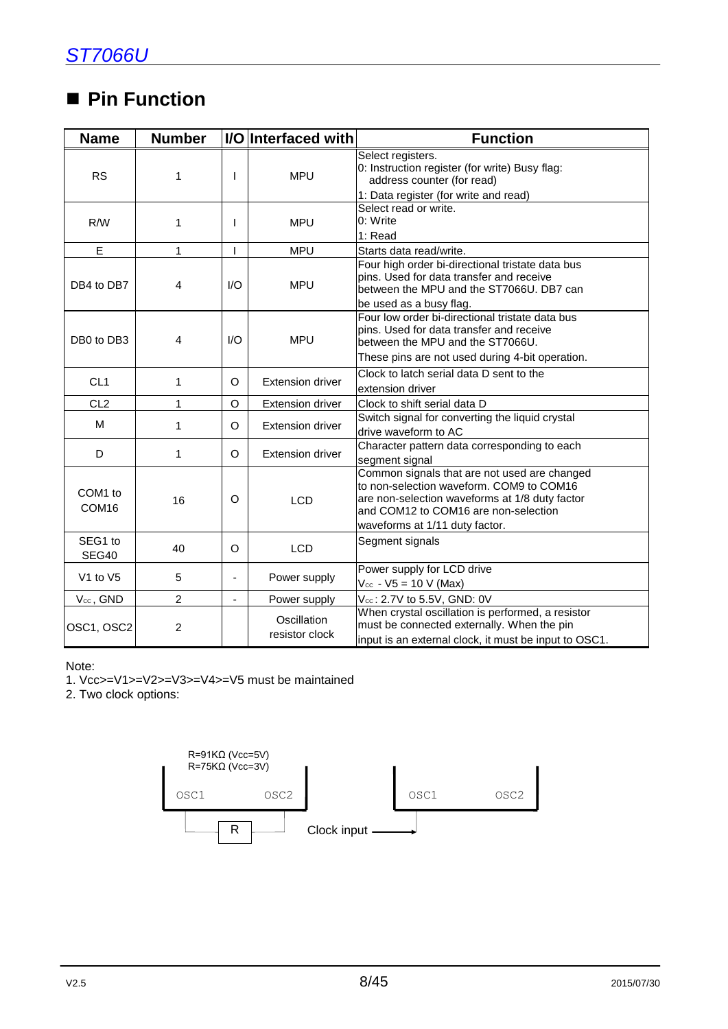## ■ Pin Function

| Name | Number | I/O | Interfaced with | Function |
|---|---|---|---|---|
| RS | 1 | I | MPU | Select registers.<br>0: Instruction register (for write) Busy flag: address counter (for read)<br>1: Data register (for write and read) |
| R/W | 1 | I | MPU | Select read or write.<br>0: Write<br>1: Read |
| E | 1 | I | MPU | Starts data read/write. |
| DB4 to DB7 | 4 | I/O | MPU | Four high order bi-directional tristate data bus pins. Used for data transfer and receive between the MPU and the ST7066U. DB7 can be used as a busy flag. |
| DB0 to DB3 | 4 | I/O | MPU | Four low order bi-directional tristate data bus pins. Used for data transfer and receive between the MPU and the ST7066U.<br>These pins are not used during 4-bit operation. |
| CL1 | 1 | O | Extension driver | Clock to latch serial data D sent to the extension driver |
| CL2 | 1 | O | Extension driver | Clock to shift serial data D |
| M | 1 | O | Extension driver | Switch signal for converting the liquid crystal drive waveform to AC |
| D | 1 | O | Extension driver | Character pattern data corresponding to each segment signal |
| COM1 to COM16 | 16 | O | LCD | Common signals that are not used are changed to non-selection waveform. COM9 to COM16 are non-selection waveforms at 1/8 duty factor and COM12 to COM16 are non-selection waveforms at 1/11 duty factor. |
| SEG1 to SEG40 | 40 | O | LCD | Segment signals |
| V1 to V5 | 5 | - | Power supply | Power supply for LCD drive<br>$V_{cc}$ - V5 = 10 V (Max) |
| $V_{cc}$, GND | 2 | - | Power supply | $V_{cc}$: 2.7V to 5.5V, GND: 0V |
| OSC1, OSC2 | 2 | | Oscillation resistor clock | When crystal oscillation is performed, a resistor must be connected externally. When the pin input is an external clock, it must be input to OSC1. |

Note:

1. Vcc>=V1>=V2>=V3>=V4>=V5 must be maintained
2. Two clock options:

R=91KΩ (Vcc=5V)
R=75KΩ (Vcc=3V)

OSC1 OSC2 R

OSC1 OSC2 Clock input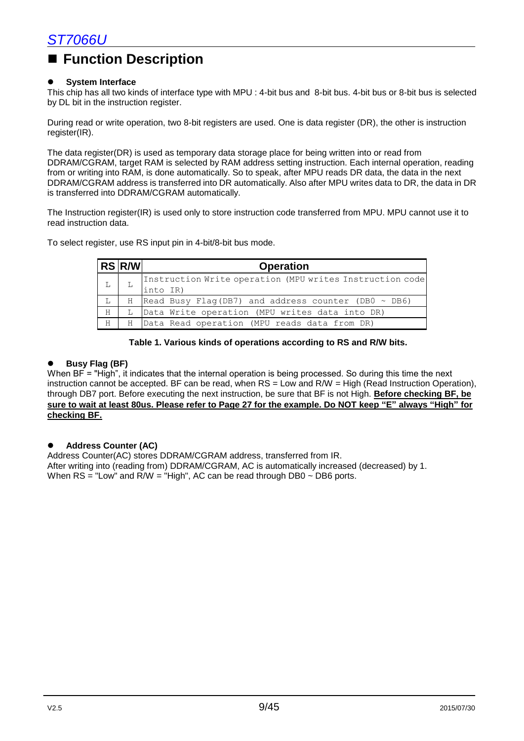# ■ Function Description

- **System Interface**

This chip has all two kinds of interface type with MPU : 4-bit bus and 8-bit bus. 4-bit bus or 8-bit bus is selected by DL bit in the instruction register.

During read or write operation, two 8-bit registers are used. One is data register (DR), the other is instruction register(IR).

The data register(DR) is used as temporary data storage place for being written into or read from DDRAM/CGRAM, target RAM is selected by RAM address setting instruction. Each internal operation, reading from or writing into RAM, is done automatically. So to speak, after MPU reads DR data, the data in the next DDRAM/CGRAM address is transferred into DR automatically. Also after MPU writes data to DR, the data in DR is transferred into DDRAM/CGRAM automatically.

The Instruction register(IR) is used only to store instruction code transferred from MPU. MPU cannot use it to read instruction data.

To select register, use RS input pin in 4-bit/8-bit bus mode.

| RS | R/W | Operation |
|---|---|---|
| L | L | Instruction Write operation (MPU writes Instruction code into IR) |
| L | H | Read Busy Flag(DB7) and address counter (DB0 ~ DB6) |
| H | L | Data Write operation (MPU writes data into DR) |
| H | H | Data Read operation (MPU reads data from DR) |

**Table 1. Various kinds of operations according to RS and R/W bits.**

- **Busy Flag (BF)**

When BF = "High", it indicates that the internal operation is being processed. So during this time the next instruction cannot be accepted. BF can be read, when RS = Low and R/W = High (Read Instruction Operation), through DB7 port. Before executing the next instruction, be sure that BF is not High. **Before checking BF, be sure to wait at least 80us. Please refer to Page 27 for the example. Do NOT keep "E" always "High" for checking BF.**

- **Address Counter (AC)**

Address Counter(AC) stores DDRAM/CGRAM address, transferred from IR.
After writing into (reading from) DDRAM/CGRAM, AC is automatically increased (decreased) by 1.
When RS = "Low" and R/W = "High", AC can be read through DB0 ~ DB6 ports.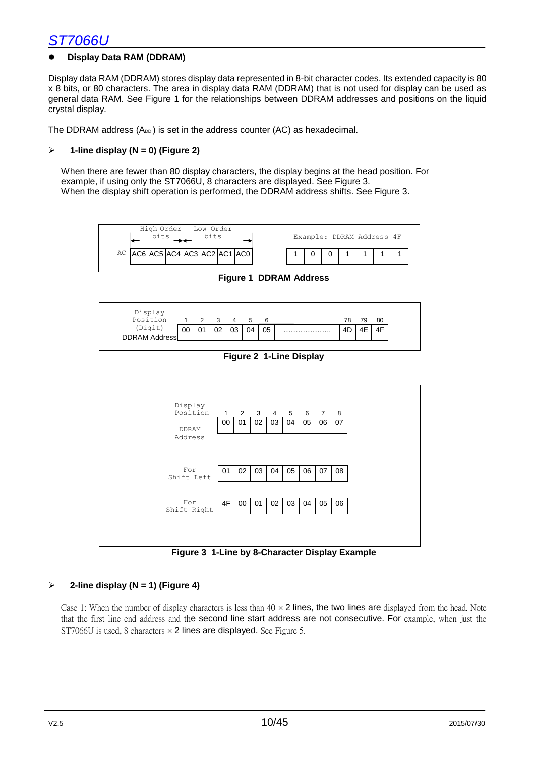- **Display Data RAM (DDRAM)**

Display data RAM (DDRAM) stores display data represented in 8-bit character codes. Its extended capacity is 80 x 8 bits, or 80 characters. The area in display data RAM (DDRAM) that is not used for display can be used as general data RAM. See Figure 1 for the relationships between DDRAM addresses and positions on the liquid crystal display.

The DDRAM address ($A_{DD}$) is set in the address counter (AC) as hexadecimal.

➢ **1-line display (N = 0) (Figure 2)**

When there are fewer than 80 display characters, the display begins at the head position. For example, if using only the ST7066U, 8 characters are displayed. See Figure 3.
When the display shift operation is performed, the DDRAM address shifts. See Figure 3.

| | High Order bits | | | Low Order bits | | | |
|---|---|---|---|---|---|---|---|
| AC | AC6 | AC5 | AC4 | AC3 | AC2 | AC1 | AC0 |

Example: DDRAM Address 4F

| 1 | 0 | 0 | 1 | 1 | 1 | 1 |
|---|---|---|---|---|---|---|

**Figure 1 DDRAM Address**

| Display Position (Digit) | 1 | 2 | 3 | 4 | 5 | 6 | ... | 78 | 79 | 80 |
|---|---|---|---|---|---|---|---|---|---|---|
| DDRAM Address | 00 | 01 | 02 | 03 | 04 | 05 | ………………. | 4D | 4E | 4F |

**Figure 2 1-Line Display**

| Display Position | 1 | 2 | 3 | 4 | 5 | 6 | 7 | 8 |
|---|---|---|---|---|---|---|---|---|
| DDRAM Address | 00 | 01 | 02 | 03 | 04 | 05 | 06 | 07 |
| For Shift Left | 01 | 02 | 03 | 04 | 05 | 06 | 07 | 08 |
| For Shift Right | 4F | 00 | 01 | 02 | 03 | 04 | 05 | 06 |

**Figure 3 1-Line by 8-Character Display Example**

➢ **2-line display (N = 1) (Figure 4)**

Case 1: When the number of display characters is less than 40 × 2 lines, the two lines are displayed from the head. Note that the first line end address and the second line start address are not consecutive. For example, when just the ST7066U is used, 8 characters × 2 lines are displayed. See Figure 5.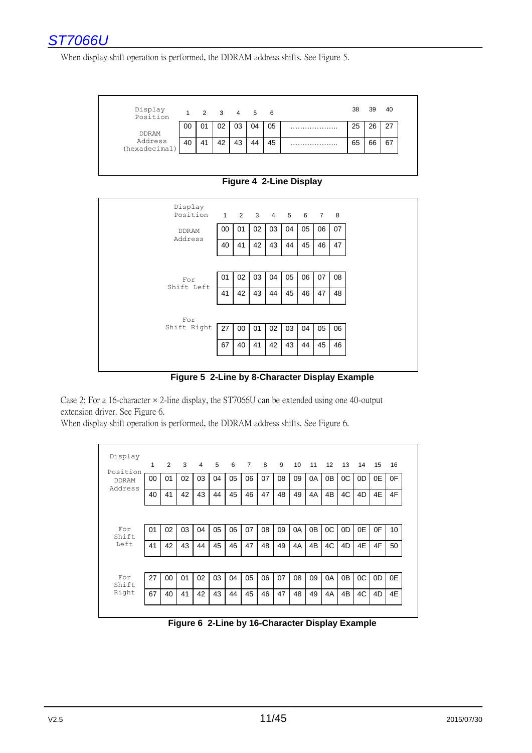When display shift operation is performed, the DDRAM address shifts. See Figure 5.

| Display Position | 1 | 2 | 3 | 4 | 5 | 6 | | 38 | 39 | 40 |
|---|---|---|---|---|---|---|---|---|---|---|
| DDRAM Address (hexadecimal) | 00 | 01 | 02 | 03 | 04 | 05 | ………………… | 25 | 26 | 27 |
| | 40 | 41 | 42 | 43 | 44 | 45 | ………………… | 65 | 66 | 67 |

**Figure 4 2-Line Display**

| Display Position | 1 | 2 | 3 | 4 | 5 | 6 | 7 | 8 |
|---|---|---|---|---|---|---|---|---|
| DDRAM Address | 00 | 01 | 02 | 03 | 04 | 05 | 06 | 07 |
| | 40 | 41 | 42 | 43 | 44 | 45 | 46 | 47 |
| For Shift Left | 01 | 02 | 03 | 04 | 05 | 06 | 07 | 08 |
| | 41 | 42 | 43 | 44 | 45 | 46 | 47 | 48 |
| For Shift Right | 27 | 00 | 01 | 02 | 03 | 04 | 05 | 06 |
| | 67 | 40 | 41 | 42 | 43 | 44 | 45 | 46 |

**Figure 5 2-Line by 8-Character Display Example**

Case 2: For a 16-character × 2-line display, the ST7066U can be extended using one 40-output extension driver. See Figure 6.
When display shift operation is performed, the DDRAM address shifts. See Figure 6.

| Display Position | 1 | 2 | 3 | 4 | 5 | 6 | 7 | 8 | 9 | 10 | 11 | 12 | 13 | 14 | 15 | 16 |
|---|---|---|---|---|---|---|---|---|---|---|---|---|---|---|---|---|
| DDRAM Address | 00 | 01 | 02 | 03 | 04 | 05 | 06 | 07 | 08 | 09 | 0A | 0B | 0C | 0D | 0E | 0F |
| | 40 | 41 | 42 | 43 | 44 | 45 | 46 | 47 | 48 | 49 | 4A | 4B | 4C | 4D | 4E | 4F |
| For Shift Left | 01 | 02 | 03 | 04 | 05 | 06 | 07 | 08 | 09 | 0A | 0B | 0C | 0D | 0E | 0F | 10 |
| | 41 | 42 | 43 | 44 | 45 | 46 | 47 | 48 | 49 | 4A | 4B | 4C | 4D | 4E | 4F | 50 |
| For Shift Right | 27 | 00 | 01 | 02 | 03 | 04 | 05 | 06 | 07 | 08 | 09 | 0A | 0B | 0C | 0D | 0E |
| | 67 | 40 | 41 | 42 | 43 | 44 | 45 | 46 | 47 | 48 | 49 | 4A | 4B | 4C | 4D | 4E |

**Figure 6 2-Line by 16-Character Display Example**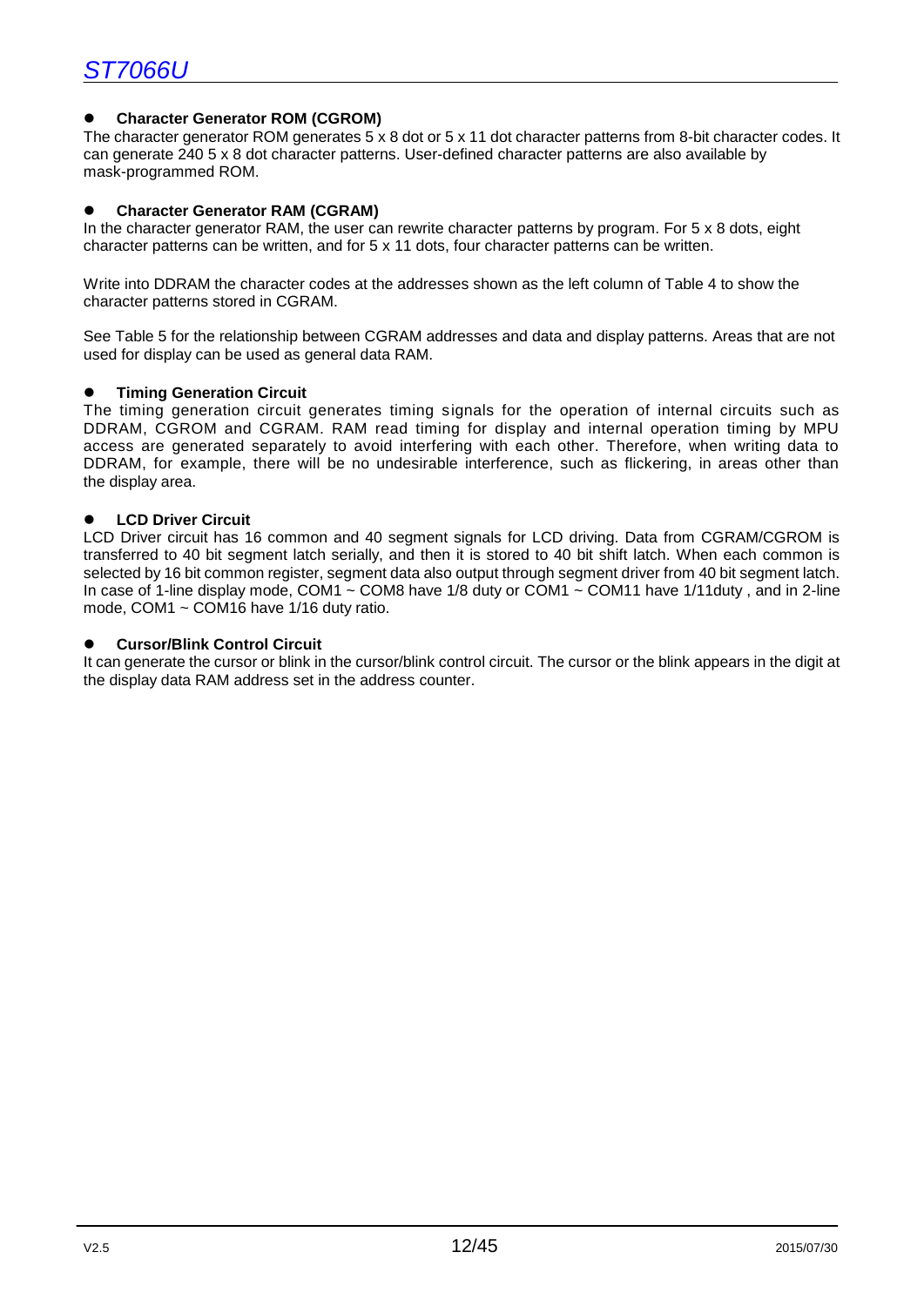- **Character Generator ROM (CGROM)**

The character generator ROM generates 5 x 8 dot or 5 x 11 dot character patterns from 8-bit character codes. It can generate 240 5 x 8 dot character patterns. User-defined character patterns are also available by mask-programmed ROM.

- **Character Generator RAM (CGRAM)**

In the character generator RAM, the user can rewrite character patterns by program. For 5 x 8 dots, eight character patterns can be written, and for 5 x 11 dots, four character patterns can be written.

Write into DDRAM the character codes at the addresses shown as the left column of Table 4 to show the character patterns stored in CGRAM.

See Table 5 for the relationship between CGRAM addresses and data and display patterns. Areas that are not used for display can be used as general data RAM.

- **Timing Generation Circuit**

The timing generation circuit generates timing signals for the operation of internal circuits such as DDRAM, CGROM and CGRAM. RAM read timing for display and internal operation timing by MPU access are generated separately to avoid interfering with each other. Therefore, when writing data to DDRAM, for example, there will be no undesirable interference, such as flickering, in areas other than the display area.

- **LCD Driver Circuit**

LCD Driver circuit has 16 common and 40 segment signals for LCD driving. Data from CGRAM/CGROM is transferred to 40 bit segment latch serially, and then it is stored to 40 bit shift latch. When each common is selected by 16 bit common register, segment data also output through segment driver from 40 bit segment latch. In case of 1-line display mode, COM1 ~ COM8 have 1/8 duty or COM1 ~ COM11 have 1/11duty , and in 2-line mode, COM1 ~ COM16 have 1/16 duty ratio.

- **Cursor/Blink Control Circuit**

It can generate the cursor or blink in the cursor/blink control circuit. The cursor or the blink appears in the digit at the display data RAM address set in the address counter.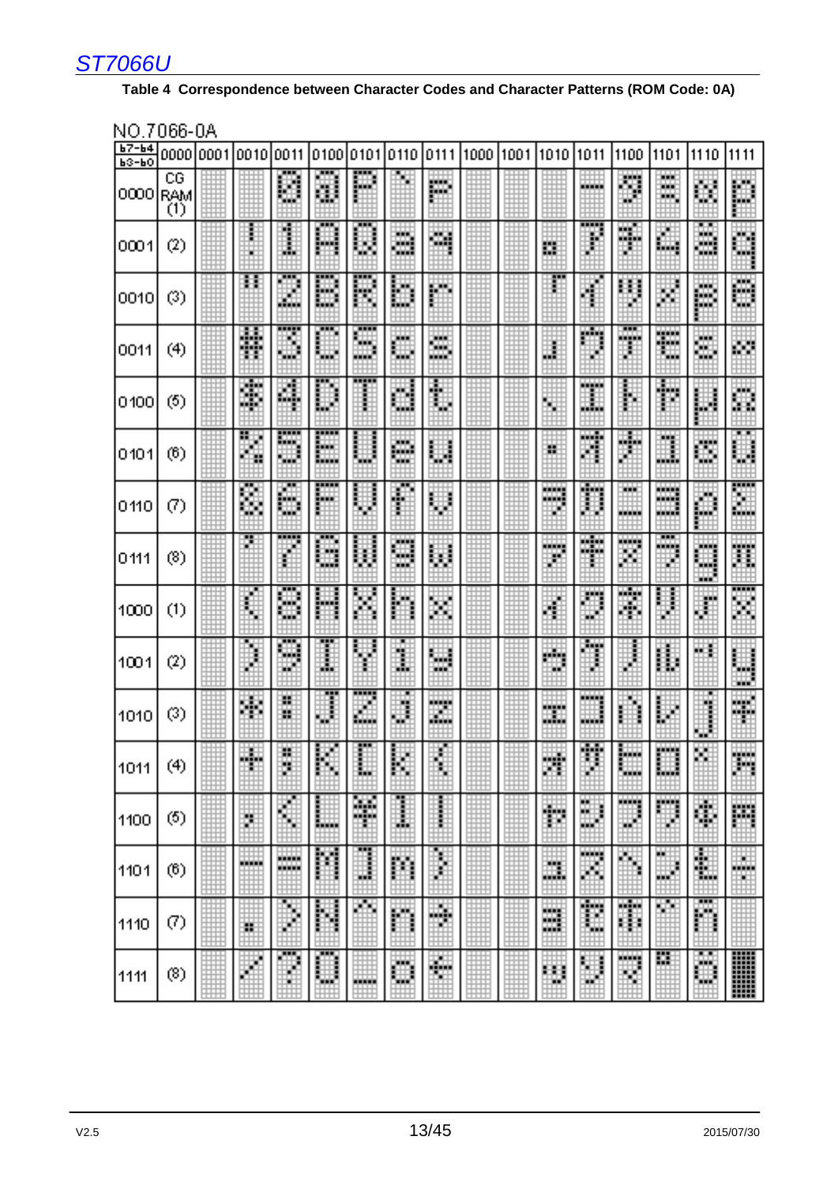**Table 4 Correspondence between Character Codes and Character Patterns (ROM Code: 0A)**

NO.7066-0A

| b7-b4 / b3-b0 | 0000 | 0001 | 0010 | 0011 | 0100 | 0101 | 0110 | 0111 | 1000 | 1001 | 1010 | 1011 | 1100 | 1101 | 1110 | 1111 |
|---|---|---|---|---|---|---|---|---|---|---|---|---|---|---|---|---|
| 0000 | CG RAM (1) | | | 0 | @ | P | ` | p | | | | ー | タ | ミ | α | p |
| 0001 | (2) | | ! | 1 | A | Q | a | q | | | 。 | ア | チ | ム | ä | q |
| 0010 | (3) | | " | 2 | B | R | b | r | | | 「 | イ | ツ | メ | β | θ |
| 0011 | (4) | | # | 3 | C | S | c | s | | | 」 | ウ | テ | モ | ε | ∞ |
| 0100 | (5) | | $ | 4 | D | T | d | t | | | 、 | エ | ト | ヤ | μ | Ω |
| 0101 | (6) | | % | 5 | E | U | e | u | | | ・ | オ | ナ | ユ | σ | ü |
| 0110 | (7) | | & | 6 | F | V | f | v | | | ヲ | カ | ニ | ヨ | ρ | Σ |
| 0111 | (8) | | ' | 7 | G | W | g | w | | | ァ | キ | ヌ | ラ | g | π |
| 1000 | (1) | | ( | 8 | H | X | h | x | | | ィ | ク | ネ | リ | √ | x̄ |
| 1001 | (2) | | ) | 9 | I | Y | i | y | | | ゥ | ケ | ノ | ル | ⁻¹ | y |
| 1010 | (3) | | * | : | J | Z | j | z | | | ェ | コ | ハ | レ | j | 千 |
| 1011 | (4) | | + | ; | K | [ | k | { | | | ォ | サ | ヒ | ロ | ˣ | 万 |
| 1100 | (5) | | , | < | L | ¥ | l | \| | | | ャ | シ | フ | ワ | ¢ | 円 |
| 1101 | (6) | | - | = | M | ] | m | } | | | ュ | ス | ヘ | ン | £ | ÷ |
| 1110 | (7) | | . | > | N | ^ | n | → | | | ョ | セ | ホ | ゛ | ñ | |
| 1111 | (8) | | / | ? | O | _ | o | ← | | | ッ | ソ | マ | ゜ | ö | █ |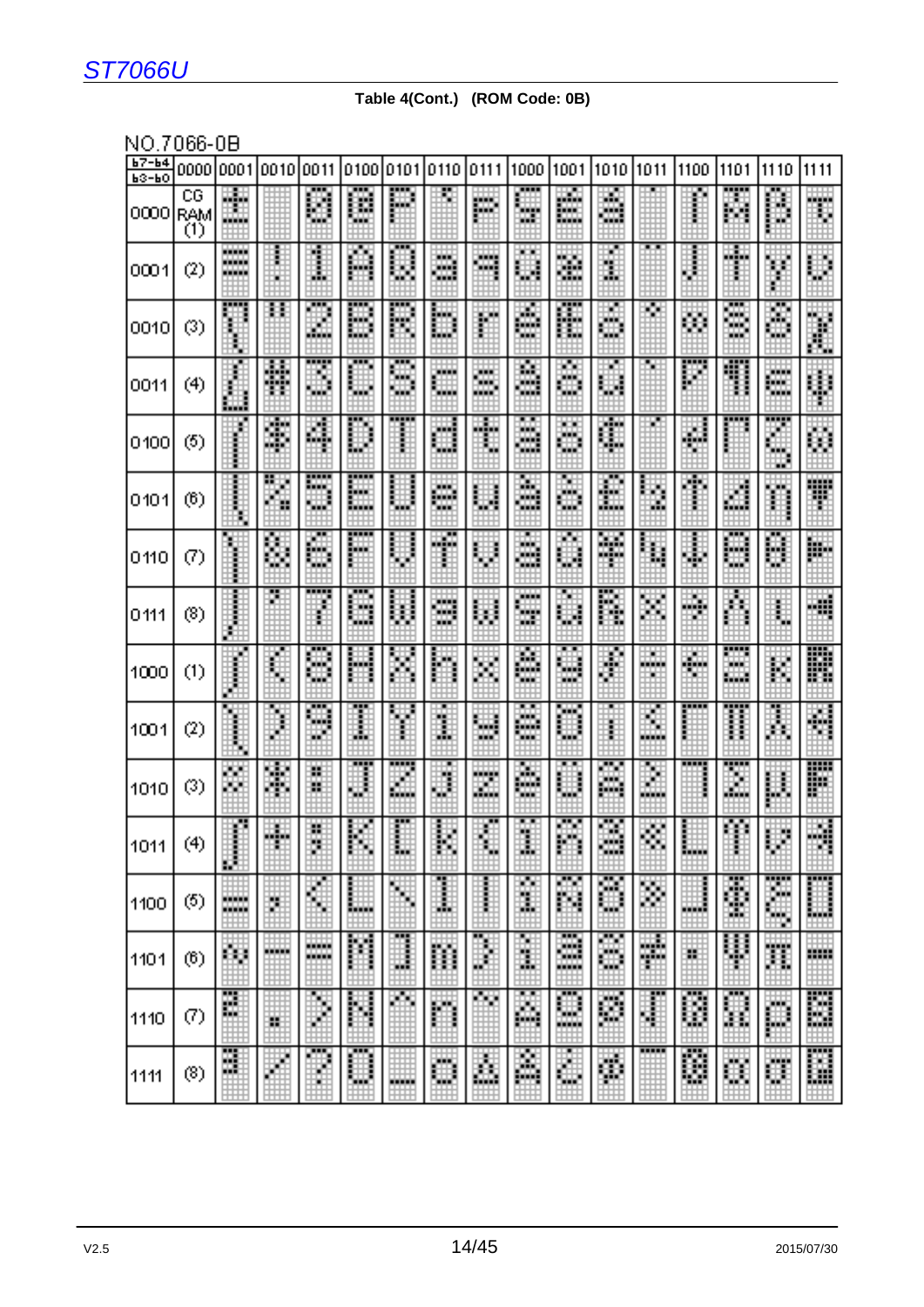**Table 4(Cont.) (ROM Code: 0B)**

NO.7066-0B

| b7-b4 / b3-b0 | 0000 | 0001 | 0010 | 0011 | 0100 | 0101 | 0110 | 0111 | 1000 | 1001 | 1010 | 1011 | 1100 | 1101 | 1110 | 1111 |
|---|---|---|---|---|---|---|---|---|---|---|---|---|---|---|---|---|
| 0000 | CG RAM (1) | | | 0 | @ | P | ` | p | Ç | É | á | | | | | |
| 0001 | (2) | | ! | 1 | A | Q | a | q | ü | æ | í | | | | | |
| 0010 | (3) | | " | 2 | B | R | b | r | é | Æ | ó | | | | | |
| 0011 | (4) | | # | 3 | C | S | c | s | â | ô | ú | | | | | |
| 0100 | (5) | | $ | 4 | D | T | d | t | ä | ö | | | | | | |
| 0101 | (6) | | % | 5 | E | U | e | u | à | ò | | | | | | |
| 0110 | (7) | | & | 6 | F | V | f | v | å | û | | | | | | |
| 0111 | (8) | | ' | 7 | G | W | g | w | ç | ù | | | | | | |
| 1000 | (1) | | ( | 8 | H | X | h | x | ê | ÿ | | | | | | |
| 1001 | (2) | | ) | 9 | I | Y | i | y | ë | Ö | | | | | | |
| 1010 | (3) | | * | : | J | Z | j | z | è | Ü | | | | | | |
| 1011 | (4) | | + | ; | K | [ | k | { | ï | | | | | | | |
| 1100 | (5) | | , | < | L | \ | l | \| | î | | | | | | | |
| 1101 | (6) | | - | = | M | ] | m | } | ì | | | | | | | |
| 1110 | (7) | | . | > | N | ^ | n | ~ | Ä | | | | | | | |
| 1111 | (8) | | / | ? | O | _ | o | ⌂ | Å | | | | | | | |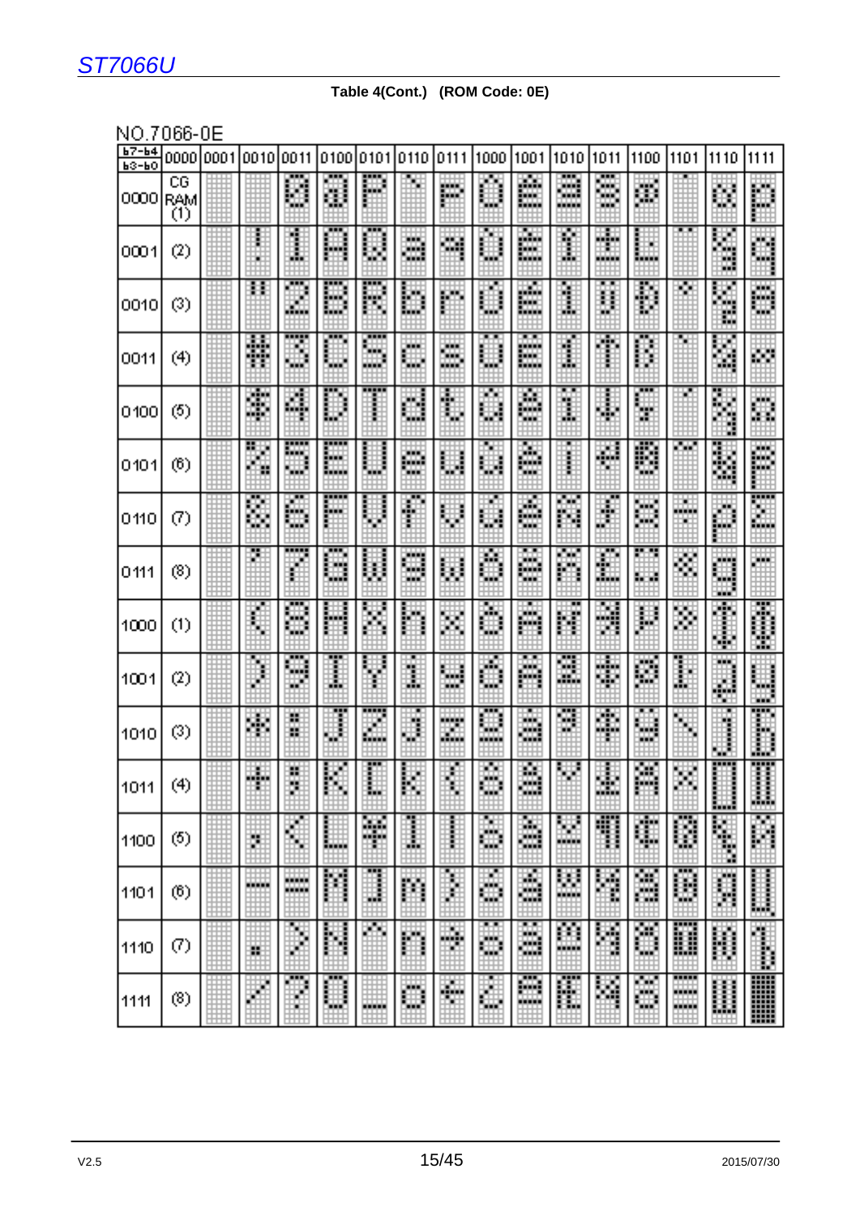**Table 4(Cont.) (ROM Code: 0E)**

NO.7066-0E

| b7-b4 / b3-b0 | 0000 | 0001 | 0010 | 0011 | 0100 | 0101 | 0110 | 0111 | 1000 | 1001 | 1010 | 1011 | 1100 | 1101 | 1110 | 1111 |
|---|---|---|---|---|---|---|---|---|---|---|---|---|---|---|---|---|
| 0000 | CG RAM (1) | | | 0 | @ | P | ` | p | | | | | | | | |
| 0001 | (2) | | ! | 1 | A | Q | a | q | | | | | | | | |
| 0010 | (3) | | " | 2 | B | R | b | r | | | | | | | | |
| 0011 | (4) | | # | 3 | C | S | c | s | | | | | | | | |
| 0100 | (5) | | $ | 4 | D | T | d | t | | | | | | | | |
| 0101 | (6) | | % | 5 | E | U | e | u | | | | | | | | |
| 0110 | (7) | | & | 6 | F | V | f | v | | | | | | | | |
| 0111 | (8) | | ' | 7 | G | W | g | w | | | | | | | | |
| 1000 | (1) | | ( | 8 | H | X | h | x | | | | | | | | |
| 1001 | (2) | | ) | 9 | I | Y | i | y | | | | | | | | |
| 1010 | (3) | | * | : | J | Z | j | z | | | | | | | | |
| 1011 | (4) | | + | ; | K | [ | k | { | | | | | | | | |
| 1100 | (5) | | , | < | L | ¥ | l | \| | | | | | | | | |
| 1101 | (6) | | - | = | M | ] | m | } | | | | | | | | |
| 1110 | (7) | | . | > | N | ^ | n | → | | | | | | | | |
| 1111 | (8) | | / | ? | O | _ | o | ← | | | | | | | | |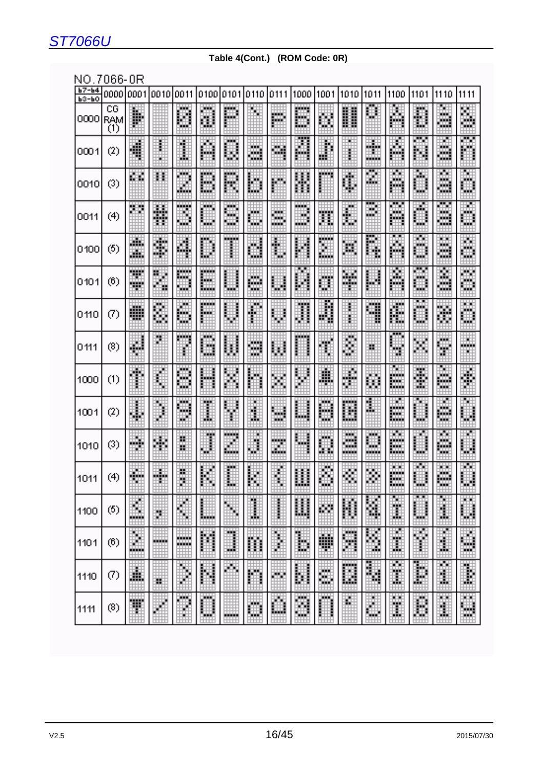**Table 4(Cont.) (ROM Code: 0R)**

NO.7066-0R

| b7-b4 / b3-b0 | 0000 | 0001 | 0010 | 0011 | 0100 | 0101 | 0110 | 0111 | 1000 | 1001 | 1010 | 1011 | 1100 | 1101 | 1110 | 1111 |
|---|---|---|---|---|---|---|---|---|---|---|---|---|---|---|---|---|
| 0000 | CG RAM (1) | | | 0 | @ | P | \ | p | | | | | | | | |
| 0001 | (2) | | ! | 1 | A | Q | a | q | | | | | | | | |
| 0010 | (3) | | " | 2 | B | R | b | r | | | | | | | | |
| 0011 | (4) | | # | 3 | C | S | c | s | | | | | | | | |
| 0100 | (5) | | $ | 4 | D | T | d | t | | | | | | | | |
| 0101 | (6) | | % | 5 | E | U | e | u | | | | | | | | |
| 0110 | (7) | | & | 6 | F | V | f | v | | | | | | | | |
| 0111 | (8) | | ' | 7 | G | W | g | w | | | | | | | | |
| 1000 | (1) | | ( | 8 | H | X | h | x | | | | | | | | |
| 1001 | (2) | | ) | 9 | I | Y | i | y | | | | | | | | |
| 1010 | (3) | | * | : | J | Z | j | z | | | | | | | | |
| 1011 | (4) | | + | ; | K | [ | k | { | | | | | | | | |
| 1100 | (5) | | , | < | L | \ | l | \| | | | | | | | | |
| 1101 | (6) | | - | = | M | ] | m | } | | | | | | | | |
| 1110 | (7) | | . | > | N | ^ | n | ~ | | | | | | | | |
| 1111 | (8) | | / | ? | O | _ | o | | | | | | | | | |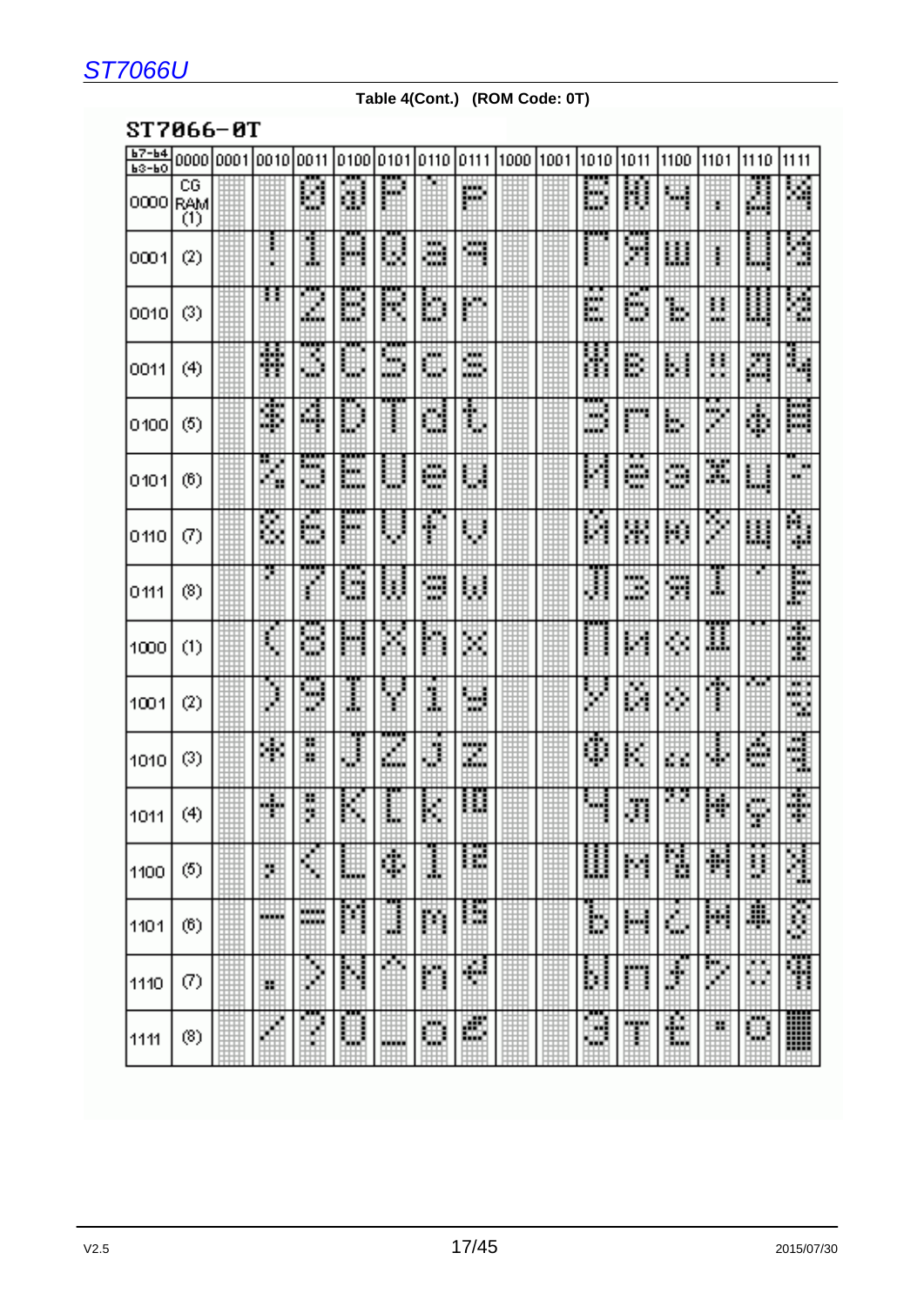**Table 4(Cont.) (ROM Code: 0T)**

**ST7066-0T**

| b7-b4 / b3-b0 | 0000 | 0001 | 0010 | 0011 | 0100 | 0101 | 0110 | 0111 | 1000 | 1001 | 1010 | 1011 | 1100 | 1101 | 1110 | 1111 |
|---|---|---|---|---|---|---|---|---|---|---|---|---|---|---|---|---|
| 0000 | CG RAM (1) | | | 0 | @ | P | ` | p | | | Б | Щ | Ч | . | Д | Ц |
| 0001 | (2) | | ! | 1 | A | Q | a | q | | | Г | Ъ | ш | ı | Ц | Ц |
| 0010 | (3) | | " | 2 | B | R | b | r | | | Ë | б | ъ | ‼ | Щ | Щ |
| 0011 | (4) | | # | 3 | C | S | c | s | | | Ж | в | ы | !! | д | ц |
| 0100 | (5) | | $ | 4 | D | T | d | t | | | З | г | ь | ” | ф | Ш |
| 0101 | (6) | | % | 5 | E | U | e | u | | | И | ё | э | Ж | ц | ц |
| 0110 | (7) | | & | 6 | F | V | f | v | | | Й | ж | ю | ” | щ | щ |
| 0111 | (8) | | ' | 7 | G | W | g | w | | | Л | з | я | I | ' | Е |
| 1000 | (1) | | ( | 8 | H | X | h | x | | | П | и | « | II | " | ‡ |
| 1001 | (2) | | ) | 9 | I | Y | i | y | | | У | й | » | ↑ | " | § |
| 1010 | (3) | | * | : | J | Z | j | z | | | Ф | к | „ | ↓ | é | ¶ |
| 1011 | (4) | | + | ; | K | [ | k | { | | | Ч | л | " | Ж | ç | ‡ |
| 1100 | (5) | | , | < | L | ¥ | l | \| | | | Ш | м | ¾ | Ж | ü | ¾ |
| 1101 | (6) | | - | = | M | ] | m | } | | | Ь | н | ¿ | Ж | ♣ | § |
| 1110 | (7) | | . | > | N | ^ | n | ~ | | | Ы | п | ∫ | ” | ∴ | ¶ |
| 1111 | (8) | | / | ? | O | _ | o | ← | | | Э | т | € | ▪ | ○ | █ |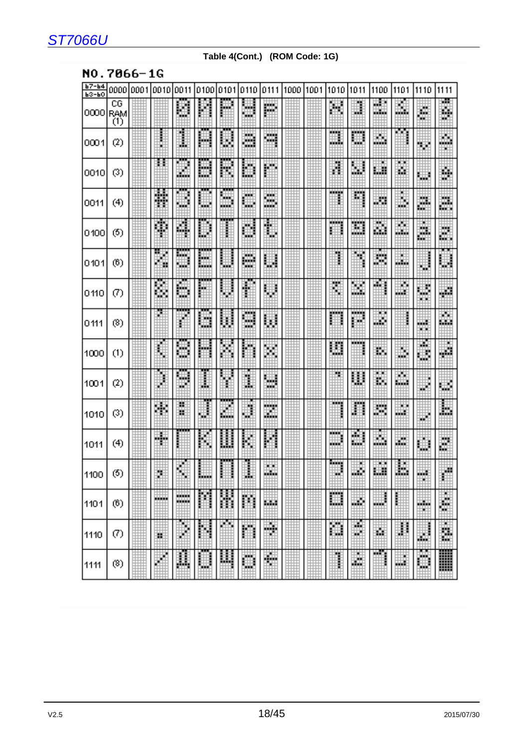**Table 4(Cont.) (ROM Code: 1G)**

NO.7066-1G

| b7-b4 / b3-b0 | 0000 | 0001 | 0010 | 0011 | 0100 | 0101 | 0110 | 0111 | 1000 | 1001 | 1010 | 1011 | 1100 | 1101 | 1110 | 1111 |
|---|---|---|---|---|---|---|---|---|---|---|---|---|---|---|---|---|
| 0000 | CG RAM (1) | | | 0 | M | P | y | P | | | | | | | | |
| 0001 | (2) | | ! | 1 | A | Q | a | q | | | | | | | | |
| 0010 | (3) | | " | 2 | B | R | b | r | | | | | | | | |
| 0011 | (4) | | # | 3 | C | S | c | s | | | | | | | | |
| 0100 | (5) | | | 4 | D | T | d | t | | | | | | | | |
| 0101 | (6) | | % | 5 | E | U | e | u | | | | | | | | |
| 0110 | (7) | | | 6 | F | U | f | v | | | | | | | | |
| 0111 | (8) | | ' | 7 | G | W | g | w | | | | | | | | |
| 1000 | (1) | | ( | 8 | H | X | h | x | | | | | | | | |
| 1001 | (2) | | ) | 9 | I | Y | i | y | | | | | | | | |
| 1010 | (3) | | * | : | J | Z | j | z | | | | | | | | |
| 1011 | (4) | | + | Г | K | Ш | k | И | | | | | | | | |
| 1100 | (5) | | , | < | L | П | I | | | | | | | | | |
| 1101 | (6) | | - | = | M | Ж | m | | | | | | | | | |
| 1110 | (7) | | . | > | N | ^ | n | → | | | | | | | | |
| 1111 | (8) | | / | Д | O | Ч | o | ← | | | | | | | | |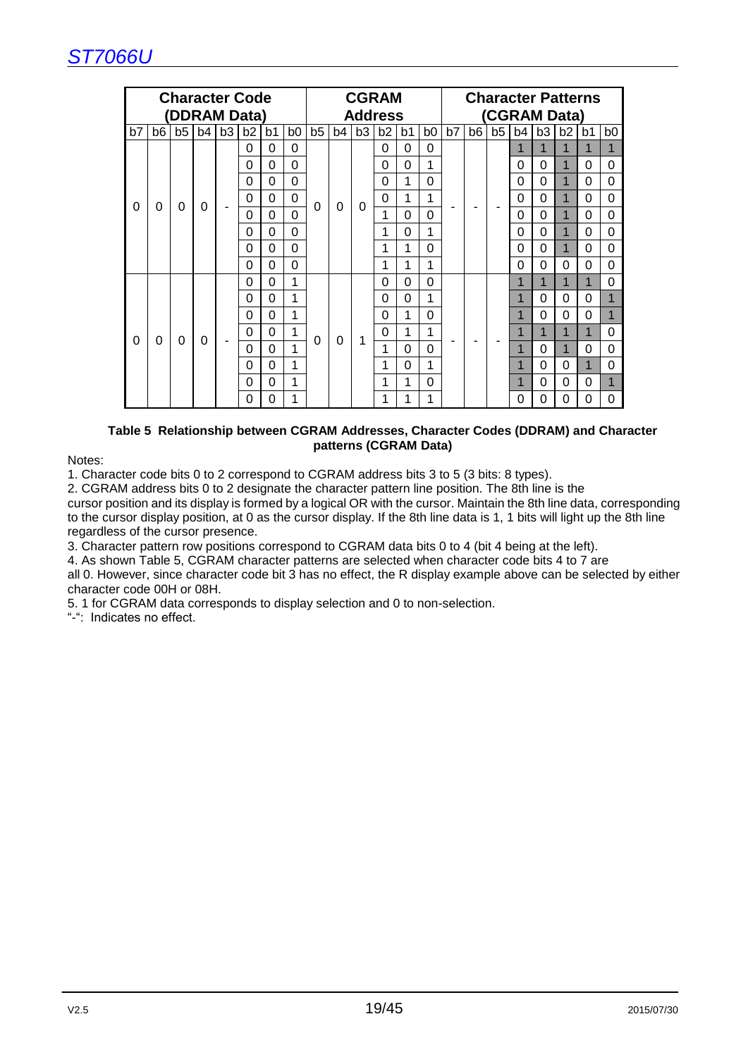| Character Code (DDRAM Data) | | | | | | | | CGRAM Address | | | | | | Character Patterns (CGRAM Data) | | | | | | | |
|---|---|---|---|---|---|---|---|---|---|---|---|---|---|---|---|---|---|---|---|---|---|
| b7 | b6 | b5 | b4 | b3 | b2 | b1 | b0 | b5 | b4 | b3 | b2 | b1 | b0 | b7 | b6 | b5 | b4 | b3 | b2 | b1 | b0 |
| 0 | 0 | 0 | 0 | - | 0 | 0 | 0 | 0 | 0 | 0 | 0 | 0 | 0 | - | - | - | 1 | 1 | 1 | 1 | 1 |
| | | | | | 0 | 0 | 0 | | | | 0 | 0 | 1 | | | | 0 | 0 | 1 | 0 | 0 |
| | | | | | 0 | 0 | 0 | | | | 0 | 1 | 0 | | | | 0 | 0 | 1 | 0 | 0 |
| | | | | | 0 | 0 | 0 | | | | 0 | 1 | 1 | | | | 0 | 0 | 1 | 0 | 0 |
| | | | | | 0 | 0 | 0 | | | | 1 | 0 | 0 | | | | 0 | 0 | 1 | 0 | 0 |
| | | | | | 0 | 0 | 0 | | | | 1 | 0 | 1 | | | | 0 | 0 | 1 | 0 | 0 |
| | | | | | 0 | 0 | 0 | | | | 1 | 1 | 0 | | | | 0 | 0 | 1 | 0 | 0 |
| | | | | | 0 | 0 | 0 | | | | 1 | 1 | 1 | | | | 0 | 0 | 0 | 0 | 0 |
| 0 | 0 | 0 | 0 | - | 0 | 0 | 1 | 0 | 0 | 1 | 0 | 0 | 0 | - | - | - | 1 | 1 | 1 | 1 | 0 |
| | | | | | 0 | 0 | 1 | | | | 0 | 0 | 1 | | | | 1 | 0 | 0 | 0 | 1 |
| | | | | | 0 | 0 | 1 | | | | 0 | 1 | 0 | | | | 1 | 0 | 0 | 0 | 1 |
| | | | | | 0 | 0 | 1 | | | | 0 | 1 | 1 | | | | 1 | 1 | 1 | 1 | 0 |
| | | | | | 0 | 0 | 1 | | | | 1 | 0 | 0 | | | | 1 | 0 | 1 | 0 | 0 |
| | | | | | 0 | 0 | 1 | | | | 1 | 0 | 1 | | | | 1 | 0 | 0 | 1 | 0 |
| | | | | | 0 | 0 | 1 | | | | 1 | 1 | 0 | | | | 1 | 0 | 0 | 0 | 1 |
| | | | | | 0 | 0 | 1 | | | | 1 | 1 | 1 | | | | 0 | 0 | 0 | 0 | 0 |

**Table 5 Relationship between CGRAM Addresses, Character Codes (DDRAM) and Character patterns (CGRAM Data)**

Notes:

1. Character code bits 0 to 2 correspond to CGRAM address bits 3 to 5 (3 bits: 8 types).
2. CGRAM address bits 0 to 2 designate the character pattern line position. The 8th line is the cursor position and its display is formed by a logical OR with the cursor. Maintain the 8th line data, corresponding to the cursor display position, at 0 as the cursor display. If the 8th line data is 1, 1 bits will light up the 8th line regardless of the cursor presence.
3. Character pattern row positions correspond to CGRAM data bits 0 to 4 (bit 4 being at the left).
4. As shown Table 5, CGRAM character patterns are selected when character code bits 4 to 7 are all 0. However, since character code bit 3 has no effect, the R display example above can be selected by either character code 00H or 08H.
5. 1 for CGRAM data corresponds to display selection and 0 to non-selection.

"-": Indicates no effect.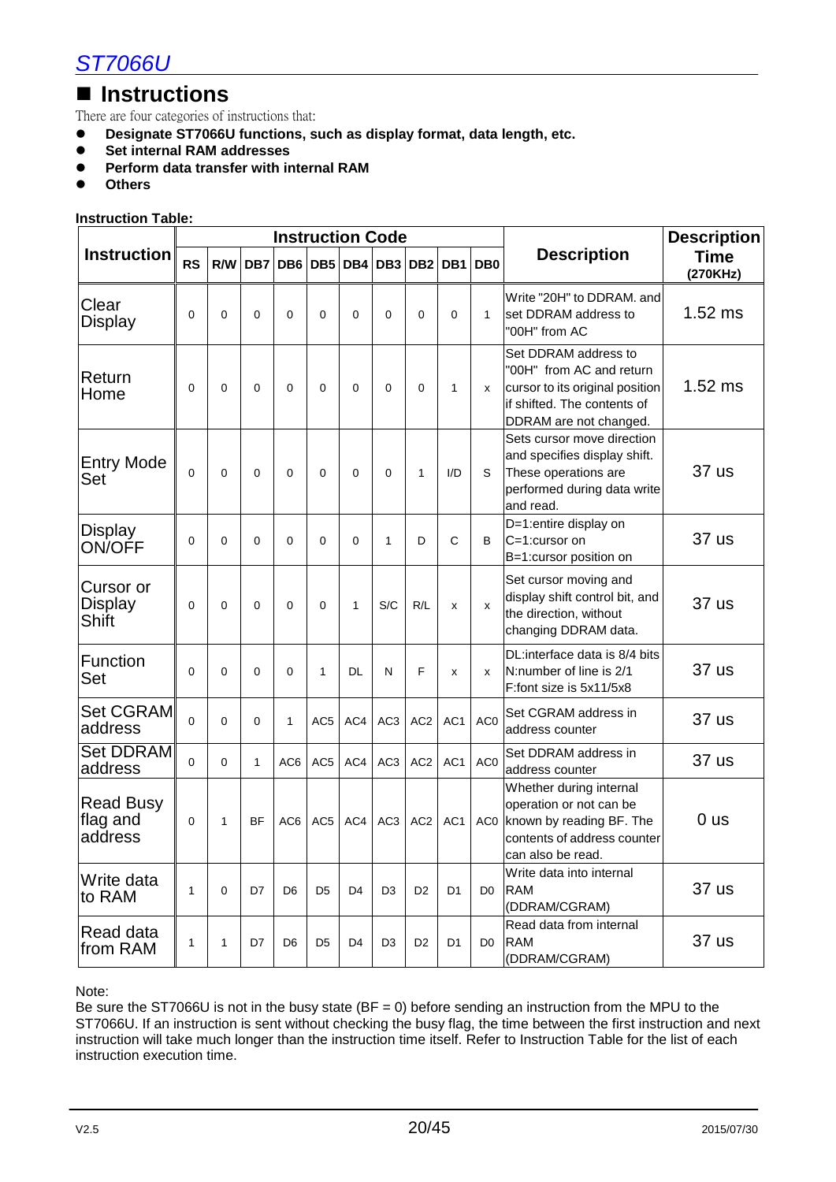## ■ Instructions

There are four categories of instructions that:

- **Designate ST7066U functions, such as display format, data length, etc.**
- **Set internal RAM addresses**
- **Perform data transfer with internal RAM**
- **Others**

**Instruction Table:**

| Instruction | Instruction Code | | | | | | | | | | Description | Description Time (270KHz) |
|---|---|---|---|---|---|---|---|---|---|---|---|---|
| | RS | R/W | DB7 | DB6 | DB5 | DB4 | DB3 | DB2 | DB1 | DB0 | | |
| Clear Display | 0 | 0 | 0 | 0 | 0 | 0 | 0 | 0 | 0 | 1 | Write "20H" to DDRAM. and set DDRAM address to "00H" from AC | 1.52 ms |
| Return Home | 0 | 0 | 0 | 0 | 0 | 0 | 0 | 0 | 1 | x | Set DDRAM address to "00H" from AC and return cursor to its original position if shifted. The contents of DDRAM are not changed. | 1.52 ms |
| Entry Mode Set | 0 | 0 | 0 | 0 | 0 | 0 | 0 | 1 | I/D | S | Sets cursor move direction and specifies display shift. These operations are performed during data write and read. | 37 us |
| Display ON/OFF | 0 | 0 | 0 | 0 | 0 | 0 | 1 | D | C | B | D=1:entire display on<br>C=1:cursor on<br>B=1:cursor position on | 37 us |
| Cursor or Display Shift | 0 | 0 | 0 | 0 | 0 | 1 | S/C | R/L | x | x | Set cursor moving and display shift control bit, and the direction, without changing DDRAM data. | 37 us |
| Function Set | 0 | 0 | 0 | 0 | 1 | DL | N | F | x | x | DL:interface data is 8/4 bits<br>N:number of line is 2/1<br>F:font size is 5x11/5x8 | 37 us |
| Set CGRAM address | 0 | 0 | 0 | 1 | AC5 | AC4 | AC3 | AC2 | AC1 | AC0 | Set CGRAM address in address counter | 37 us |
| Set DDRAM address | 0 | 0 | 1 | AC6 | AC5 | AC4 | AC3 | AC2 | AC1 | AC0 | Set DDRAM address in address counter | 37 us |
| Read Busy flag and address | 0 | 1 | BF | AC6 | AC5 | AC4 | AC3 | AC2 | AC1 | AC0 | Whether during internal operation or not can be known by reading BF. The contents of address counter can also be read. | 0 us |
| Write data to RAM | 1 | 0 | D7 | D6 | D5 | D4 | D3 | D2 | D1 | D0 | Write data into internal RAM (DDRAM/CGRAM) | 37 us |
| Read data from RAM | 1 | 1 | D7 | D6 | D5 | D4 | D3 | D2 | D1 | D0 | Read data from internal RAM (DDRAM/CGRAM) | 37 us |

Note:
Be sure the ST7066U is not in the busy state (BF = 0) before sending an instruction from the MPU to the ST7066U. If an instruction is sent without checking the busy flag, the time between the first instruction and next instruction will take much longer than the instruction time itself. Refer to Instruction Table for the list of each instruction execution time.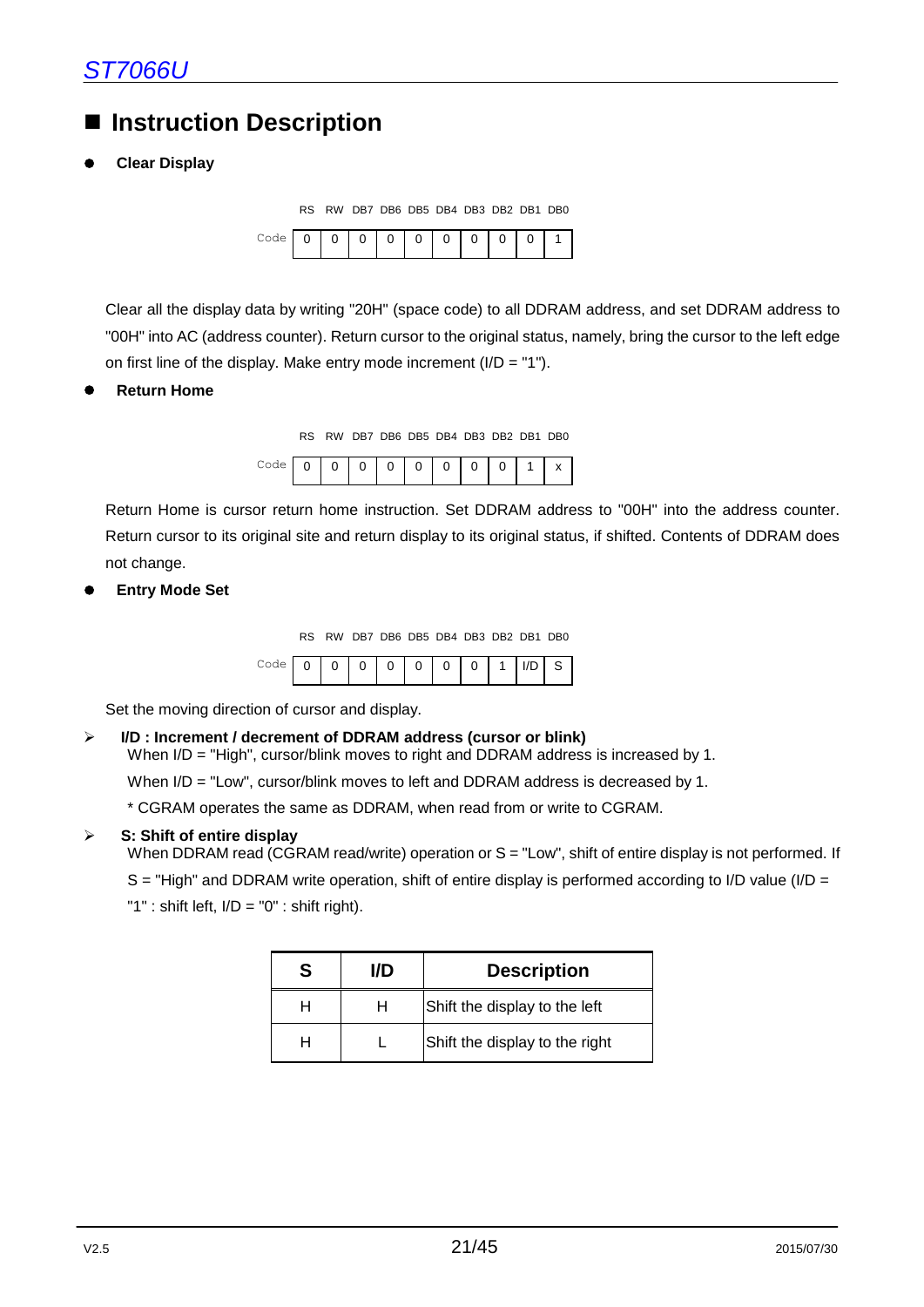# Instruction Description

- **Clear Display**

| | RS | RW | DB7 | DB6 | DB5 | DB4 | DB3 | DB2 | DB1 | DB0 |
|---|---|---|---|---|---|---|---|---|---|---|
| Code | 0 | 0 | 0 | 0 | 0 | 0 | 0 | 0 | 0 | 1 |

Clear all the display data by writing "20H" (space code) to all DDRAM address, and set DDRAM address to "00H" into AC (address counter). Return cursor to the original status, namely, bring the cursor to the left edge on first line of the display. Make entry mode increment (I/D = "1").

- **Return Home**

| | RS | RW | DB7 | DB6 | DB5 | DB4 | DB3 | DB2 | DB1 | DB0 |
|---|---|---|---|---|---|---|---|---|---|---|
| Code | 0 | 0 | 0 | 0 | 0 | 0 | 0 | 0 | 1 | x |

Return Home is cursor return home instruction. Set DDRAM address to "00H" into the address counter. Return cursor to its original site and return display to its original status, if shifted. Contents of DDRAM does not change.

- **Entry Mode Set**

| | RS | RW | DB7 | DB6 | DB5 | DB4 | DB3 | DB2 | DB1 | DB0 |
|---|---|---|---|---|---|---|---|---|---|---|
| Code | 0 | 0 | 0 | 0 | 0 | 0 | 0 | 1 | I/D | S |

Set the moving direction of cursor and display.

- **I/D : Increment / decrement of DDRAM address (cursor or blink)**
  When I/D = "High", cursor/blink moves to right and DDRAM address is increased by 1.
  When I/D = "Low", cursor/blink moves to left and DDRAM address is decreased by 1.
  * CGRAM operates the same as DDRAM, when read from or write to CGRAM.

- **S: Shift of entire display**
  When DDRAM read (CGRAM read/write) operation or S = "Low", shift of entire display is not performed. If S = "High" and DDRAM write operation, shift of entire display is performed according to I/D value (I/D = "1" : shift left, I/D = "0" : shift right).

| S | I/D | Description |
|---|---|---|
| H | H | Shift the display to the left |
| H | L | Shift the display to the right |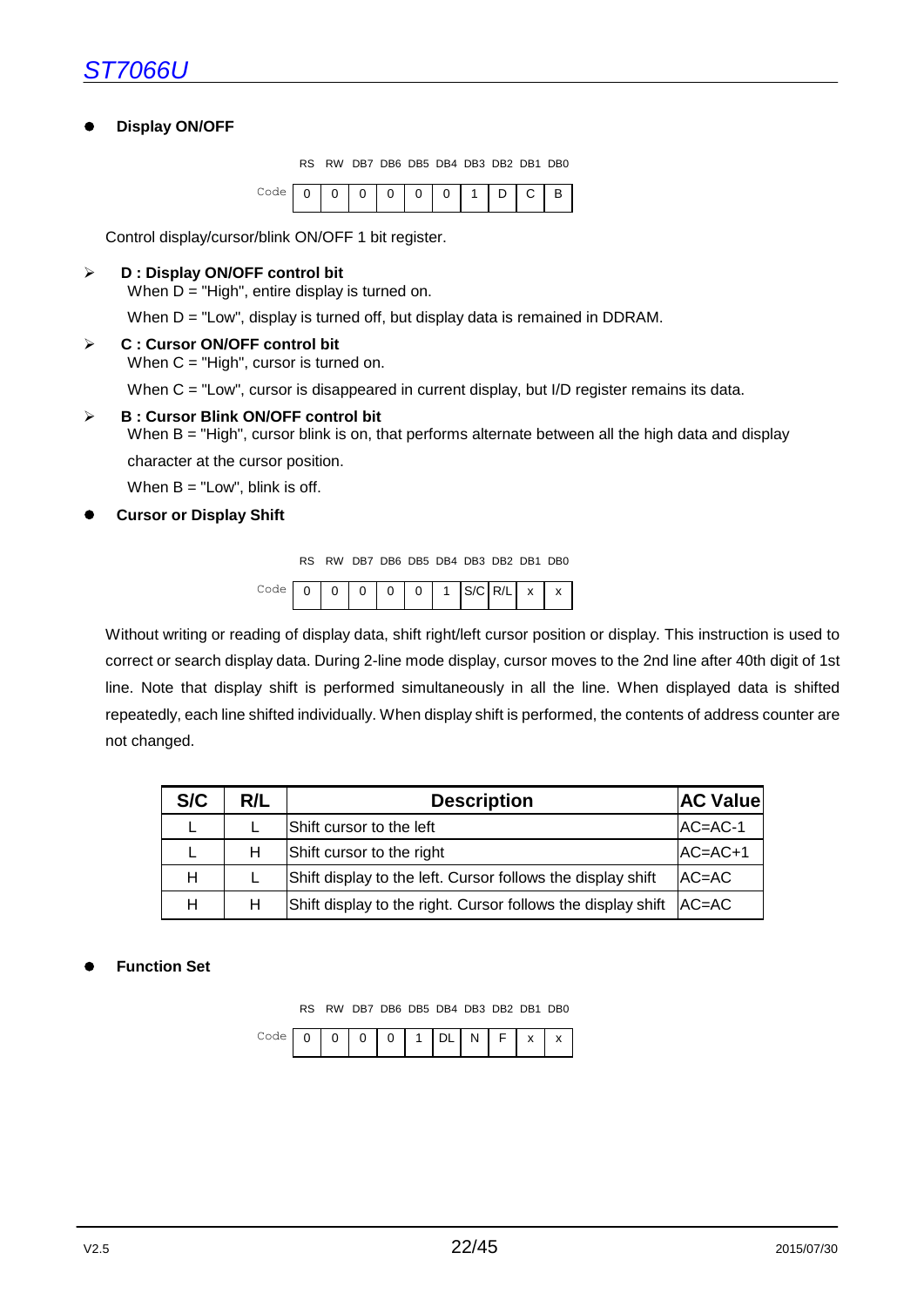- **Display ON/OFF**

| | RS | RW | DB7 | DB6 | DB5 | DB4 | DB3 | DB2 | DB1 | DB0 |
|---|---|---|---|---|---|---|---|---|---|---|
| Code | 0 | 0 | 0 | 0 | 0 | 0 | 1 | D | C | B |

Control display/cursor/blink ON/OFF 1 bit register.

- **D : Display ON/OFF control bit**
  When D = "High", entire display is turned on.
  When D = "Low", display is turned off, but display data is remained in DDRAM.
- **C : Cursor ON/OFF control bit**
  When C = "High", cursor is turned on.
  When C = "Low", cursor is disappeared in current display, but I/D register remains its data.
- **B : Cursor Blink ON/OFF control bit**
  When B = "High", cursor blink is on, that performs alternate between all the high data and display character at the cursor position.
  When B = "Low", blink is off.

- **Cursor or Display Shift**

| | RS | RW | DB7 | DB6 | DB5 | DB4 | DB3 | DB2 | DB1 | DB0 |
|---|---|---|---|---|---|---|---|---|---|---|
| Code | 0 | 0 | 0 | 0 | 0 | 1 | S/C | R/L | x | x |

Without writing or reading of display data, shift right/left cursor position or display. This instruction is used to correct or search display data. During 2-line mode display, cursor moves to the 2nd line after 40th digit of 1st line. Note that display shift is performed simultaneously in all the line. When displayed data is shifted repeatedly, each line shifted individually. When display shift is performed, the contents of address counter are not changed.

| S/C | R/L | Description | AC Value |
|---|---|---|---|
| L | L | Shift cursor to the left | AC=AC-1 |
| L | H | Shift cursor to the right | AC=AC+1 |
| H | L | Shift display to the left. Cursor follows the display shift | AC=AC |
| H | H | Shift display to the right. Cursor follows the display shift | AC=AC |

- **Function Set**

| | RS | RW | DB7 | DB6 | DB5 | DB4 | DB3 | DB2 | DB1 | DB0 |
|---|---|---|---|---|---|---|---|---|---|---|
| Code | 0 | 0 | 0 | 0 | 1 | DL | N | F | x | x |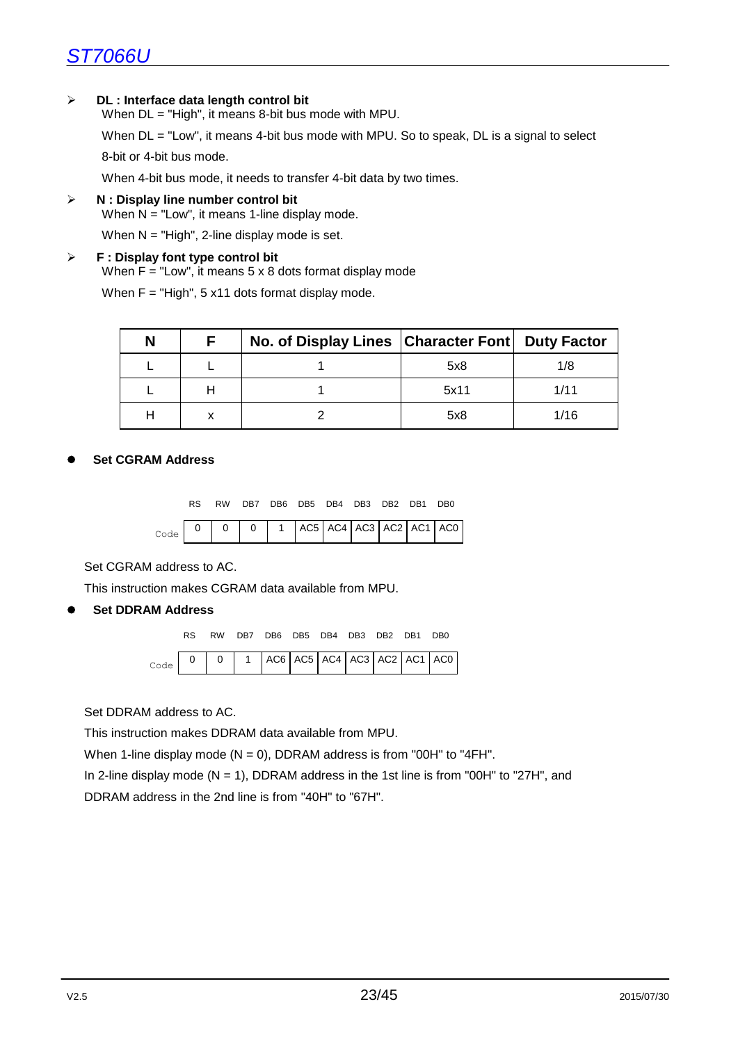- **DL : Interface data length control bit**

  When DL = "High", it means 8-bit bus mode with MPU.

  When DL = "Low", it means 4-bit bus mode with MPU. So to speak, DL is a signal to select 8-bit or 4-bit bus mode.

  When 4-bit bus mode, it needs to transfer 4-bit data by two times.

- **N : Display line number control bit**

  When N = "Low", it means 1-line display mode.

  When N = "High", 2-line display mode is set.

- **F : Display font type control bit**

  When F = "Low", it means 5 x 8 dots format display mode

  When F = "High", 5 x11 dots format display mode.

| N | F | No. of Display Lines | Character Font | Duty Factor |
|---|---|---|---|---|
| L | L | 1 | 5x8 | 1/8 |
| L | H | 1 | 5x11 | 1/11 |
| H | x | 2 | 5x8 | 1/16 |

### Set CGRAM Address

| | RS | RW | DB7 | DB6 | DB5 | DB4 | DB3 | DB2 | DB1 | DB0 |
|---|---|---|---|---|---|---|---|---|---|---|
| Code | 0 | 0 | 0 | 1 | AC5 | AC4 | AC3 | AC2 | AC1 | AC0 |

Set CGRAM address to AC.

This instruction makes CGRAM data available from MPU.

### Set DDRAM Address

| | RS | RW | DB7 | DB6 | DB5 | DB4 | DB3 | DB2 | DB1 | DB0 |
|---|---|---|---|---|---|---|---|---|---|---|
| Code | 0 | 0 | 1 | AC6 | AC5 | AC4 | AC3 | AC2 | AC1 | AC0 |

Set DDRAM address to AC.

This instruction makes DDRAM data available from MPU.

When 1-line display mode (N = 0), DDRAM address is from "00H" to "4FH".

In 2-line display mode (N = 1), DDRAM address in the 1st line is from "00H" to "27H", and DDRAM address in the 2nd line is from "40H" to "67H".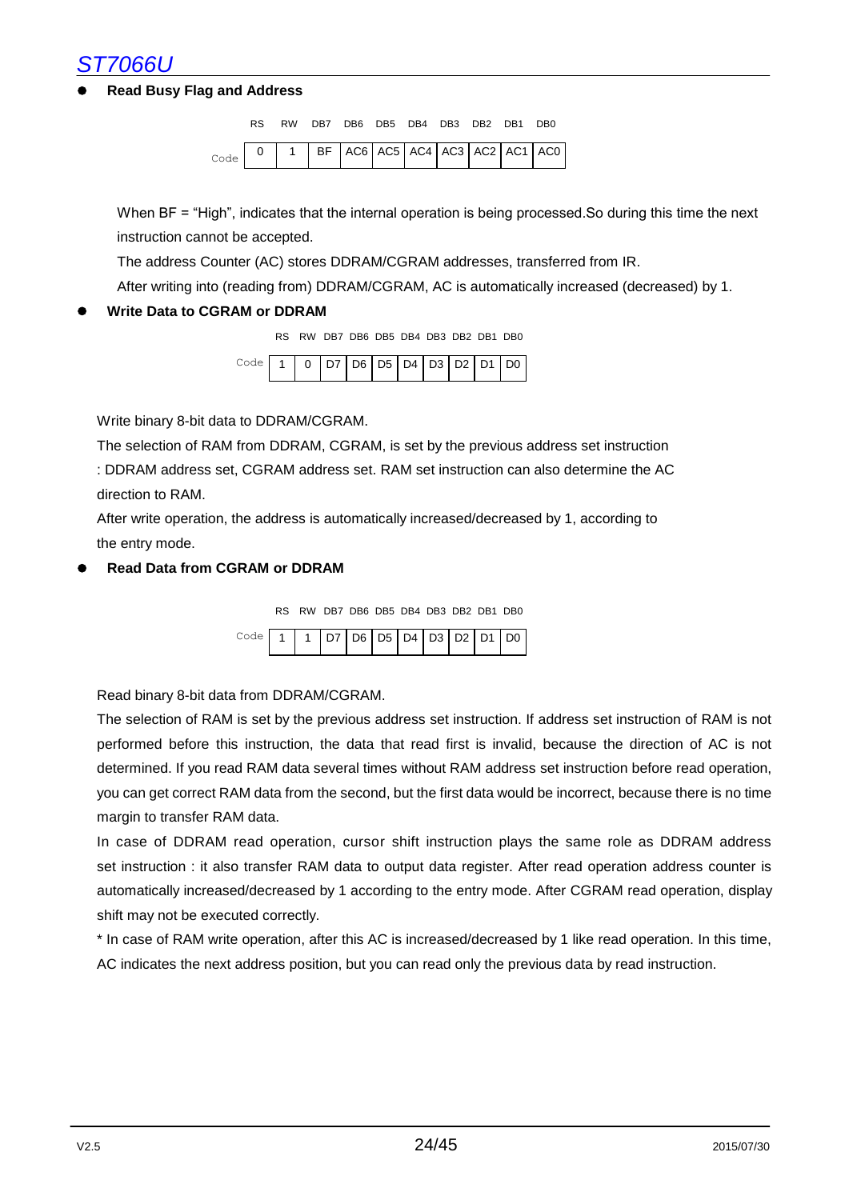- **Read Busy Flag and Address**

| | RS | RW | DB7 | DB6 | DB5 | DB4 | DB3 | DB2 | DB1 | DB0 |
|---|---|---|---|---|---|---|---|---|---|---|
| Code | 0 | 1 | BF | AC6 | AC5 | AC4 | AC3 | AC2 | AC1 | AC0 |

When BF = "High", indicates that the internal operation is being processed.So during this time the next instruction cannot be accepted.

The address Counter (AC) stores DDRAM/CGRAM addresses, transferred from IR.

After writing into (reading from) DDRAM/CGRAM, AC is automatically increased (decreased) by 1.

- **Write Data to CGRAM or DDRAM**

| | RS | RW | DB7 | DB6 | DB5 | DB4 | DB3 | DB2 | DB1 | DB0 |
|---|---|---|---|---|---|---|---|---|---|---|
| Code | 1 | 0 | D7 | D6 | D5 | D4 | D3 | D2 | D1 | D0 |

Write binary 8-bit data to DDRAM/CGRAM.

The selection of RAM from DDRAM, CGRAM, is set by the previous address set instruction : DDRAM address set, CGRAM address set. RAM set instruction can also determine the AC direction to RAM.

After write operation, the address is automatically increased/decreased by 1, according to the entry mode.

- **Read Data from CGRAM or DDRAM**

| | RS | RW | DB7 | DB6 | DB5 | DB4 | DB3 | DB2 | DB1 | DB0 |
|---|---|---|---|---|---|---|---|---|---|---|
| Code | 1 | 1 | D7 | D6 | D5 | D4 | D3 | D2 | D1 | D0 |

Read binary 8-bit data from DDRAM/CGRAM.

The selection of RAM is set by the previous address set instruction. If address set instruction of RAM is not performed before this instruction, the data that read first is invalid, because the direction of AC is not determined. If you read RAM data several times without RAM address set instruction before read operation, you can get correct RAM data from the second, but the first data would be incorrect, because there is no time margin to transfer RAM data.

In case of DDRAM read operation, cursor shift instruction plays the same role as DDRAM address set instruction : it also transfer RAM data to output data register. After read operation address counter is automatically increased/decreased by 1 according to the entry mode. After CGRAM read operation, display shift may not be executed correctly.

* In case of RAM write operation, after this AC is increased/decreased by 1 like read operation. In this time, AC indicates the next address position, but you can read only the previous data by read instruction.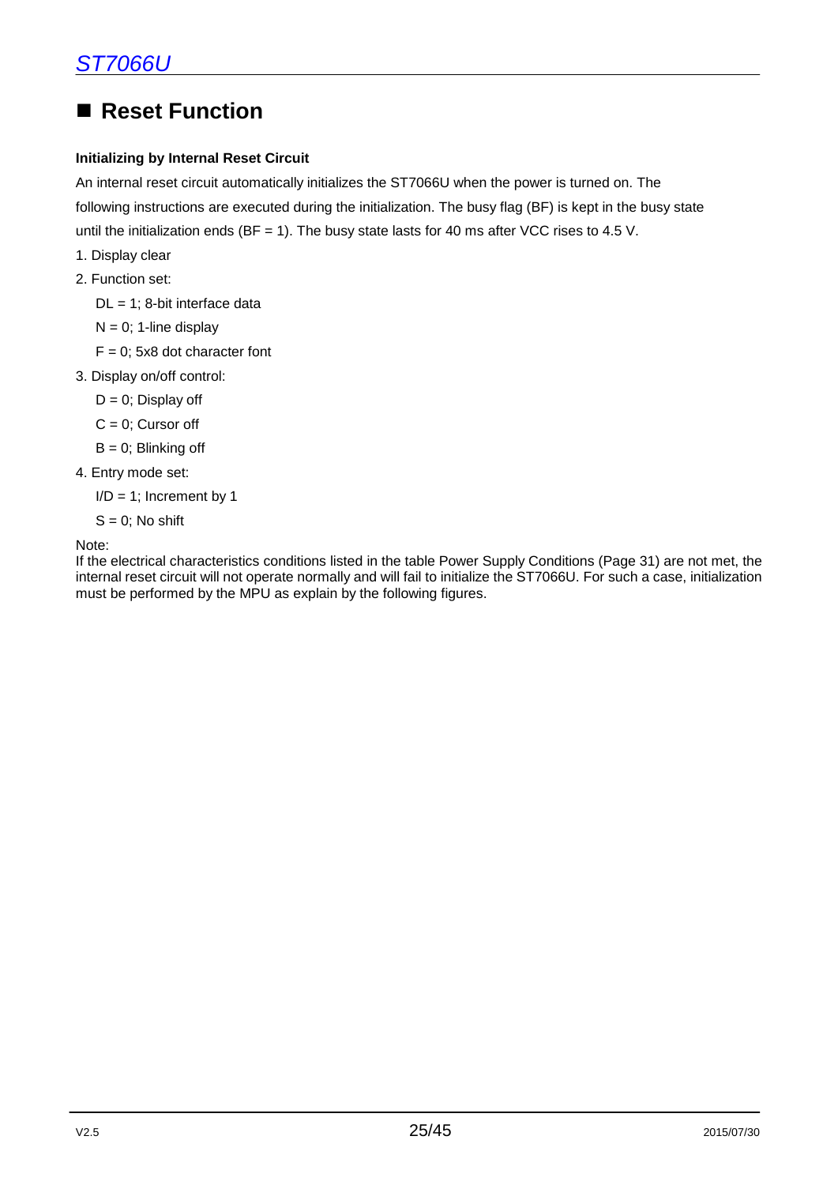## ■ Reset Function

**Initializing by Internal Reset Circuit**

An internal reset circuit automatically initializes the ST7066U when the power is turned on. The following instructions are executed during the initialization. The busy flag (BF) is kept in the busy state until the initialization ends (BF = 1). The busy state lasts for 40 ms after VCC rises to 4.5 V.

1. Display clear
2. Function set:
   - DL = 1; 8-bit interface data
   - N = 0; 1-line display
   - F = 0; 5x8 dot character font
3. Display on/off control:
   - D = 0; Display off
   - C = 0; Cursor off
   - B = 0; Blinking off
4. Entry mode set:
   - I/D = 1; Increment by 1
   - S = 0; No shift

Note:
If the electrical characteristics conditions listed in the table Power Supply Conditions (Page 31) are not met, the internal reset circuit will not operate normally and will fail to initialize the ST7066U. For such a case, initialization must be performed by the MPU as explain by the following figures.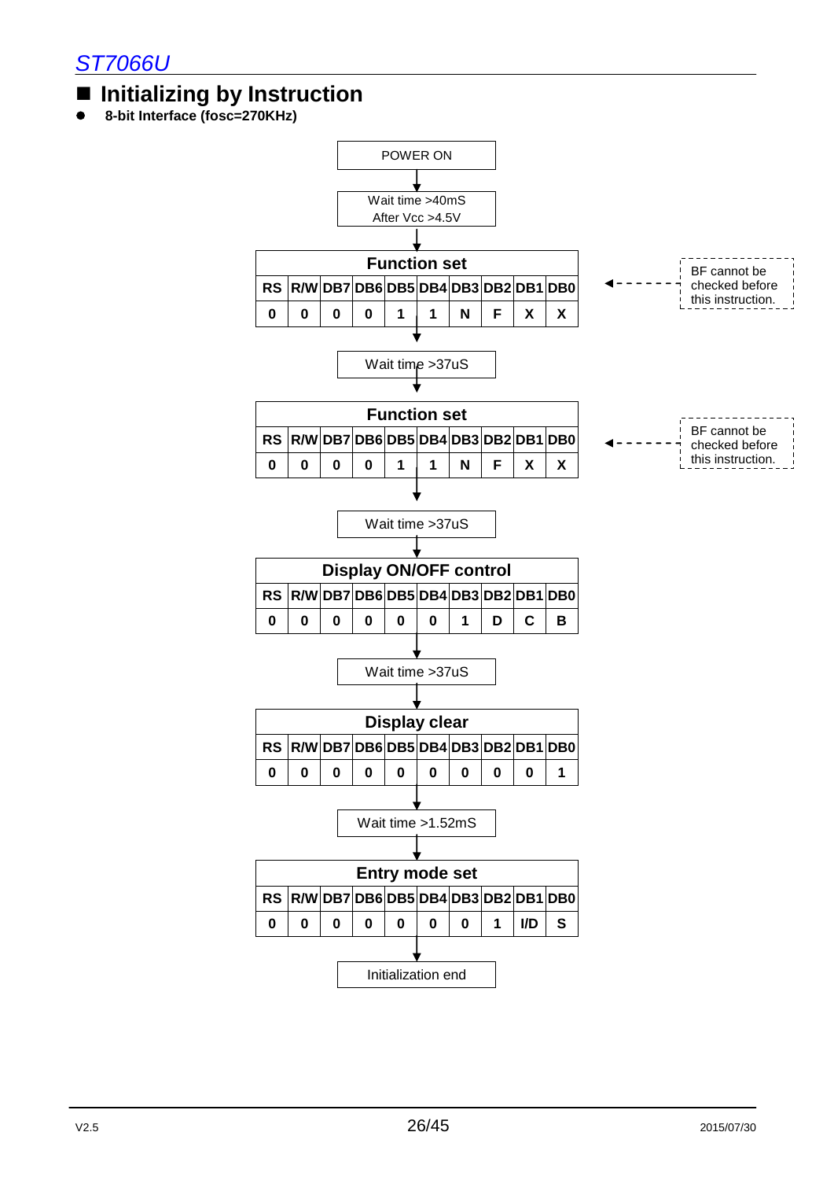## Initializing by Instruction

- **8-bit Interface (fosc=270KHz)**

POWER ON

↓

Wait time >40mS
After Vcc >4.5V

↓

| Function set | | | | | | | | | |
|---|---|---|---|---|---|---|---|---|---|
| RS | R/W | DB7 | DB6 | DB5 | DB4 | DB3 | DB2 | DB1 | DB0 |
| 0 | 0 | 0 | 0 | 1 | 1 | N | F | X | X |

BF cannot be checked before this instruction.

↓

Wait time >37uS

↓

| Function set | | | | | | | | | |
|---|---|---|---|---|---|---|---|---|---|
| RS | R/W | DB7 | DB6 | DB5 | DB4 | DB3 | DB2 | DB1 | DB0 |
| 0 | 0 | 0 | 0 | 1 | 1 | N | F | X | X |

BF cannot be checked before this instruction.

↓

Wait time >37uS

↓

| Display ON/OFF control | | | | | | | | | |
|---|---|---|---|---|---|---|---|---|---|
| RS | R/W | DB7 | DB6 | DB5 | DB4 | DB3 | DB2 | DB1 | DB0 |
| 0 | 0 | 0 | 0 | 0 | 0 | 1 | D | C | B |

↓

Wait time >37uS

↓

| Display clear | | | | | | | | | |
|---|---|---|---|---|---|---|---|---|---|
| RS | R/W | DB7 | DB6 | DB5 | DB4 | DB3 | DB2 | DB1 | DB0 |
| 0 | 0 | 0 | 0 | 0 | 0 | 0 | 0 | 0 | 1 |

↓

Wait time >1.52mS

↓

| Entry mode set | | | | | | | | | |
|---|---|---|---|---|---|---|---|---|---|
| RS | R/W | DB7 | DB6 | DB5 | DB4 | DB3 | DB2 | DB1 | DB0 |
| 0 | 0 | 0 | 0 | 0 | 0 | 0 | 1 | I/D | S |

↓

Initialization end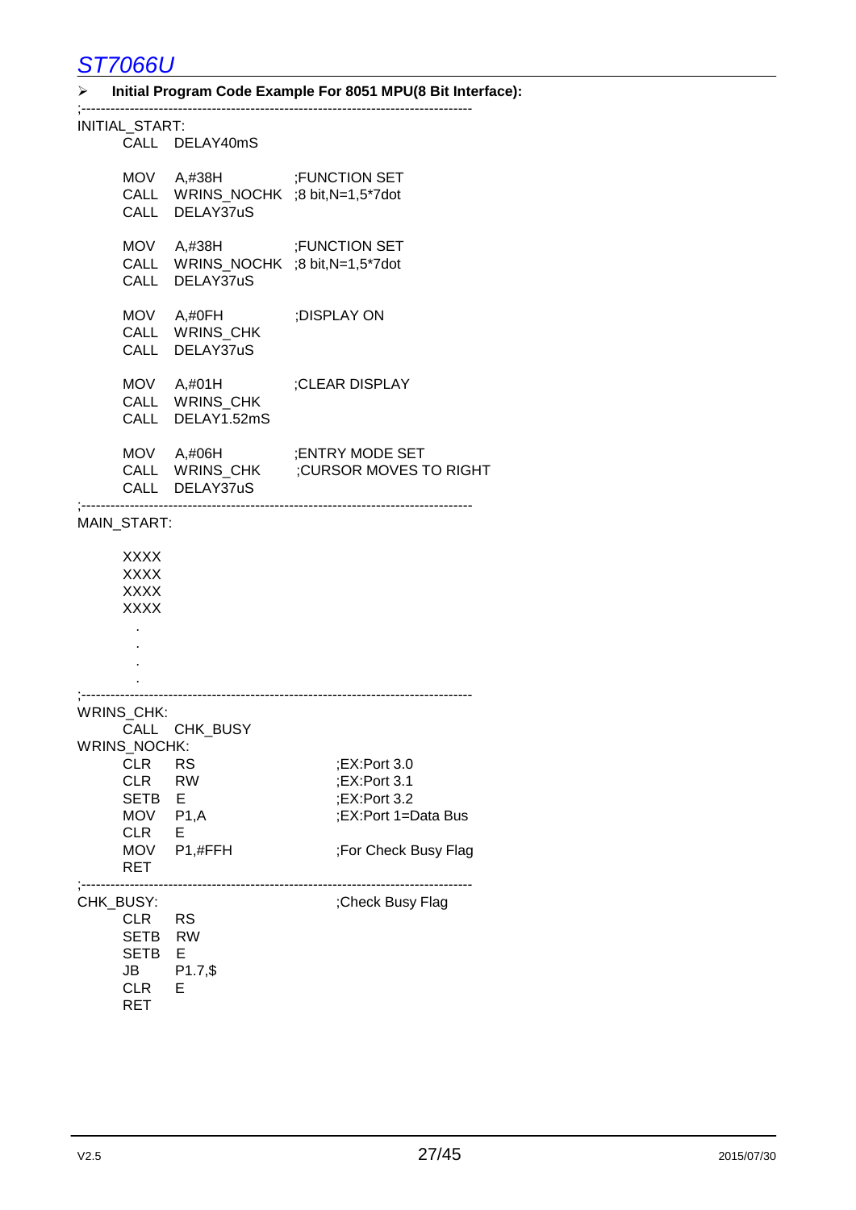- **Initial Program Code Example For 8051 MPU(8 Bit Interface):**

```
;--------------------------------------------------------------------------------
INITIAL_START:
        CALL   DELAY40mS

        MOV    A,#38H          ;FUNCTION SET
        CALL   WRINS_NOCHK  ;8 bit,N=1,5*7dot
        CALL   DELAY37uS

        MOV    A,#38H          ;FUNCTION SET
        CALL   WRINS_NOCHK  ;8 bit,N=1,5*7dot
        CALL   DELAY37uS

        MOV    A,#0FH          ;DISPLAY ON
        CALL   WRINS_CHK
        CALL   DELAY37uS

        MOV    A,#01H          ;CLEAR DISPLAY
        CALL   WRINS_CHK
        CALL   DELAY1.52mS

        MOV    A,#06H          ;ENTRY MODE SET
        CALL   WRINS_CHK       ;CURSOR MOVES TO RIGHT
        CALL   DELAY37uS
;--------------------------------------------------------------------------------
MAIN_START:

        XXXX
        XXXX
        XXXX
        XXXX
          .
          .
          .
          .
;--------------------------------------------------------------------------------
WRINS_CHK:
        CALL   CHK_BUSY
WRINS_NOCHK:
        CLR    RS                     ;EX:Port 3.0
        CLR    RW                     ;EX:Port 3.1
        SETB   E                      ;EX:Port 3.2
        MOV    P1,A                   ;EX:Port 1=Data Bus
        CLR    E
        MOV    P1,#FFH                ;For Check Busy Flag
        RET
;--------------------------------------------------------------------------------
CHK_BUSY:                             ;Check Busy Flag
        CLR    RS
        SETB   RW
        SETB   E
        JB     P1.7,$
        CLR    E
        RET
```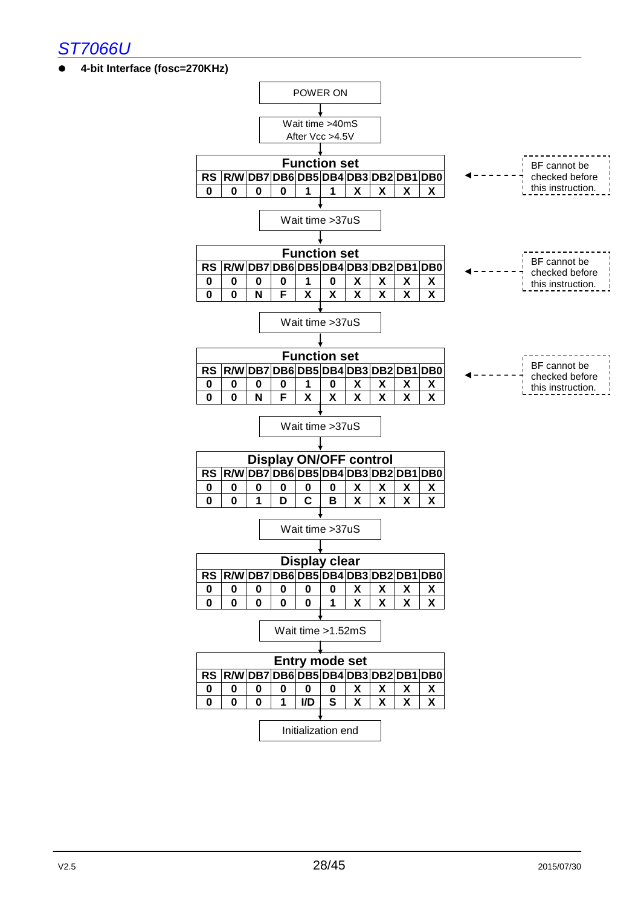- **4-bit Interface (fosc=270KHz)**

POWER ON

↓

Wait time >40mS
After Vcc >4.5V

↓

**Function set** (BF cannot be checked before this instruction.)

| RS | R/W | DB7 | DB6 | DB5 | DB4 | DB3 | DB2 | DB1 | DB0 |
|---|---|---|---|---|---|---|---|---|---|
| 0 | 0 | 0 | 0 | 1 | 1 | X | X | X | X |

↓

Wait time >37uS

↓

**Function set** (BF cannot be checked before this instruction.)

| RS | R/W | DB7 | DB6 | DB5 | DB4 | DB3 | DB2 | DB1 | DB0 |
|---|---|---|---|---|---|---|---|---|---|
| 0 | 0 | 0 | 0 | 1 | 0 | X | X | X | X |
| 0 | 0 | N | F | X | X | X | X | X | X |

↓

Wait time >37uS

↓

**Function set** (BF cannot be checked before this instruction.)

| RS | R/W | DB7 | DB6 | DB5 | DB4 | DB3 | DB2 | DB1 | DB0 |
|---|---|---|---|---|---|---|---|---|---|
| 0 | 0 | 0 | 0 | 1 | 0 | X | X | X | X |
| 0 | 0 | N | F | X | X | X | X | X | X |

↓

Wait time >37uS

↓

**Display ON/OFF control**

| RS | R/W | DB7 | DB6 | DB5 | DB4 | DB3 | DB2 | DB1 | DB0 |
|---|---|---|---|---|---|---|---|---|---|
| 0 | 0 | 0 | 0 | 0 | 0 | X | X | X | X |
| 0 | 0 | 1 | D | C | B | X | X | X | X |

↓

Wait time >37uS

↓

**Display clear**

| RS | R/W | DB7 | DB6 | DB5 | DB4 | DB3 | DB2 | DB1 | DB0 |
|---|---|---|---|---|---|---|---|---|---|
| 0 | 0 | 0 | 0 | 0 | 0 | X | X | X | X |
| 0 | 0 | 0 | 0 | 0 | 1 | X | X | X | X |

↓

Wait time >1.52mS

↓

**Entry mode set**

| RS | R/W | DB7 | DB6 | DB5 | DB4 | DB3 | DB2 | DB1 | DB0 |
|---|---|---|---|---|---|---|---|---|---|
| 0 | 0 | 0 | 0 | 0 | 0 | X | X | X | X |
| 0 | 0 | 0 | 1 | I/D | S | X | X | X | X |

↓

Initialization end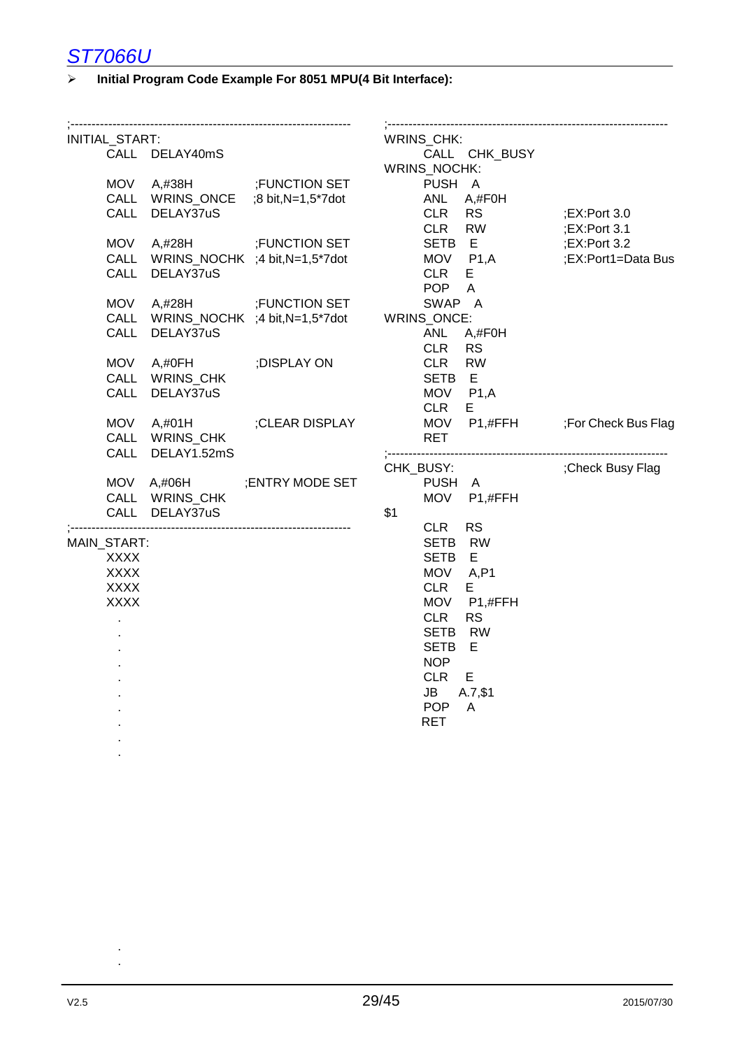- **Initial Program Code Example For 8051 MPU(4 Bit Interface):**

```
;-----------------------------------------------------------------
INITIAL_START:
        CALL  DELAY40mS

        MOV   A,#38H        ;FUNCTION SET
        CALL  WRINS_ONCE    ;8 bit,N=1,5*7dot
        CALL  DELAY37uS

        MOV   A,#28H        ;FUNCTION SET
        CALL  WRINS_NOCHK   ;4 bit,N=1,5*7dot
        CALL  DELAY37uS

        MOV   A,#28H        ;FUNCTION SET
        CALL  WRINS_NOCHK   ;4 bit,N=1,5*7dot
        CALL  DELAY37uS

        MOV   A,#0FH        ;DISPLAY ON
        CALL  WRINS_CHK
        CALL  DELAY37uS

        MOV   A,#01H        ;CLEAR DISPLAY
        CALL  WRINS_CHK
        CALL  DELAY1.52mS

        MOV   A,#06H        ;ENTRY MODE SET
        CALL  WRINS_CHK
        CALL  DELAY37uS
;-----------------------------------------------------------------
MAIN_START:
        XXXX
        XXXX
        XXXX
        XXXX
        .
        .
        .
        .
        .
        .
        .
        .
        .
        .
        .
```

```
;-----------------------------------------------------------------
WRINS_CHK:
        CALL  CHK_BUSY
WRINS_NOCHK:
        PUSH  A
        ANL   A,#F0H
        CLR   RS            ;EX:Port 3.0
        CLR   RW            ;EX:Port 3.1
        SETB  E             ;EX:Port 3.2
        MOV   P1,A          ;EX:Port1=Data Bus
        CLR   E
        POP   A
        SWAP  A
WRINS_ONCE:
        ANL   A,#F0H
        CLR   RS
        CLR   RW
        SETB  E
        MOV   P1,A
        CLR   E
        MOV   P1,#FFH       ;For Check Bus Flag
        RET
;-----------------------------------------------------------------
CHK_BUSY:                   ;Check Busy Flag
        PUSH  A
        MOV   P1,#FFH
$1
        CLR   RS
        SETB  RW
        SETB  E
        MOV   A,P1
        CLR   E
        MOV   P1,#FFH
        CLR   RS
        SETB  RW
        SETB  E
        NOP
        CLR   E
        JB    A.7,$1
        POP   A
        RET
```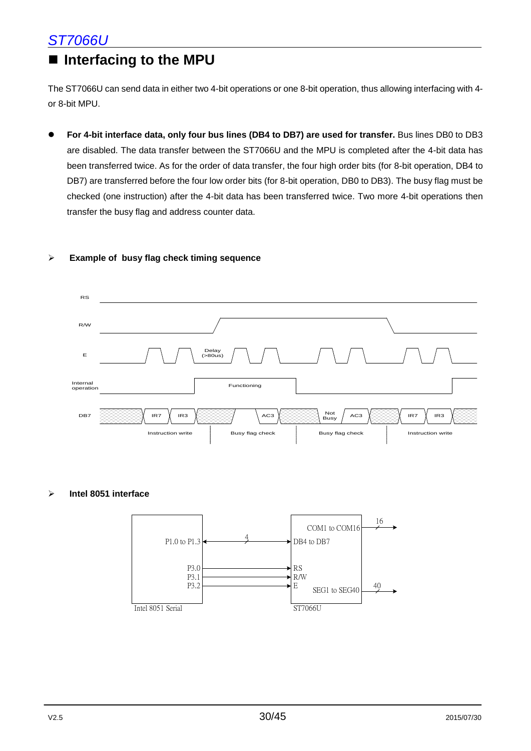# ■ Interfacing to the MPU

The ST7066U can send data in either two 4-bit operations or one 8-bit operation, thus allowing interfacing with 4- or 8-bit MPU.

- **For 4-bit interface data, only four bus lines (DB4 to DB7) are used for transfer.** Bus lines DB0 to DB3 are disabled. The data transfer between the ST7066U and the MPU is completed after the 4-bit data has been transferred twice. As for the order of data transfer, the four high order bits (for 8-bit operation, DB4 to DB7) are transferred before the four low order bits (for 8-bit operation, DB0 to DB3). The busy flag must be checked (one instruction) after the 4-bit data has been transferred twice. Two more 4-bit operations then transfer the busy flag and address counter data.

➢ **Example of busy flag check timing sequence**

RS

R/W

E — Delay (>80us)

Internal operation — Functioning

DB7 — IR7, IR3, AC3, Not Busy, AC3, IR7, IR3

Instruction write | Busy flag check | Busy flag check | Instruction write

➢ **Intel 8051 interface**

Intel 8051 Serial: P1.0 to P1.3 ↔ (4) DB4 to DB7; P3.0 → RS; P3.1 → R/W; P3.2 → E

ST7066U: COM1 to COM16 → 16; SEG1 to SEG40 → 40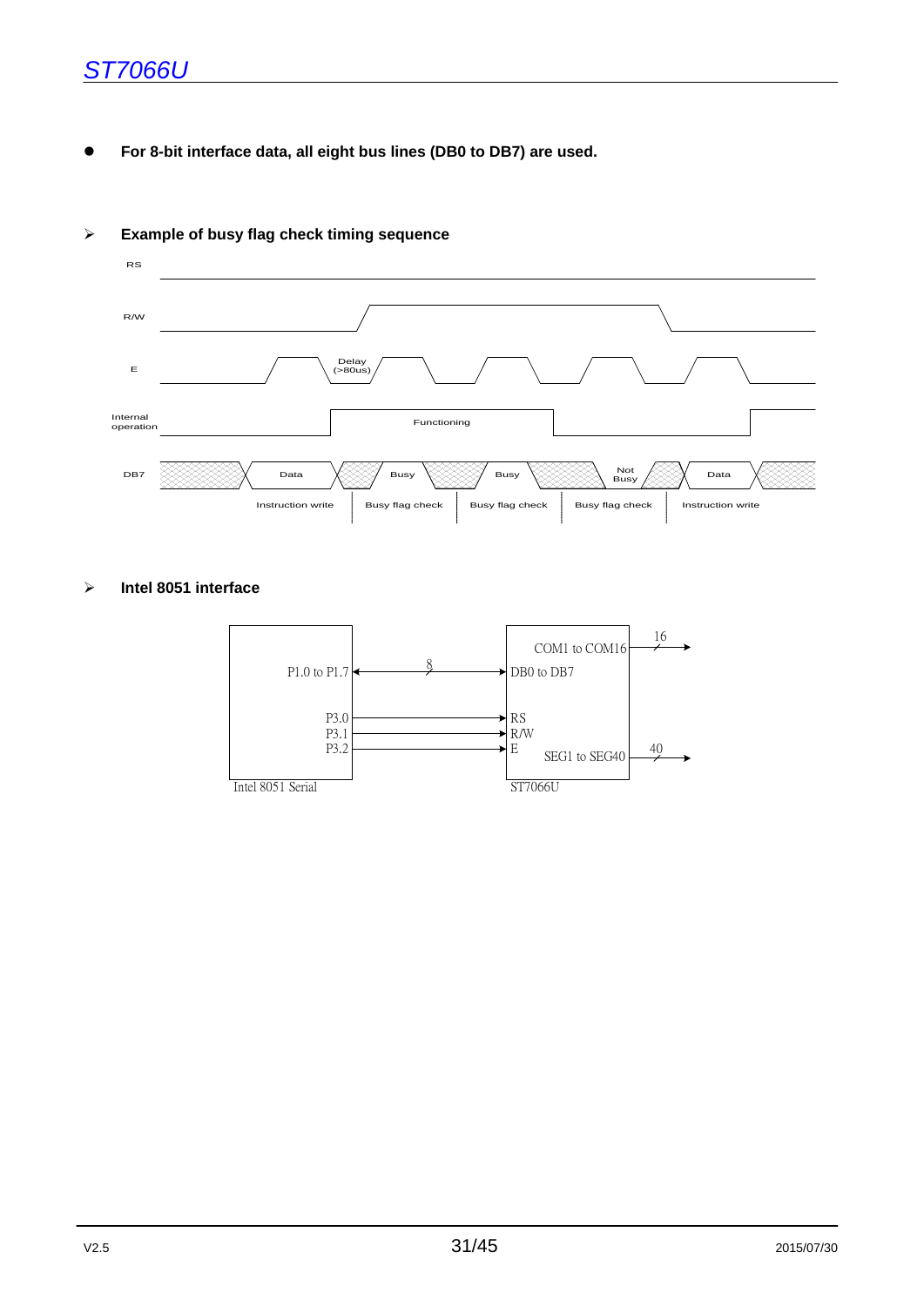- **For 8-bit interface data, all eight bus lines (DB0 to DB7) are used.**

➢ **Example of busy flag check timing sequence**

RS

R/W

E — Delay (>80us)

Internal operation — Functioning

DB7 — Data | Busy | Busy | Not Busy | Data

Instruction write | Busy flag check | Busy flag check | Busy flag check | Instruction write

➢ **Intel 8051 interface**

Intel 8051 Serial: P1.0 to P1.7 ↔ (8) DB0 to DB7; P3.0 → RS; P3.1 → R/W; P3.2 → E

ST7066U: COM1 to COM16 → 16; SEG1 to SEG40 → 40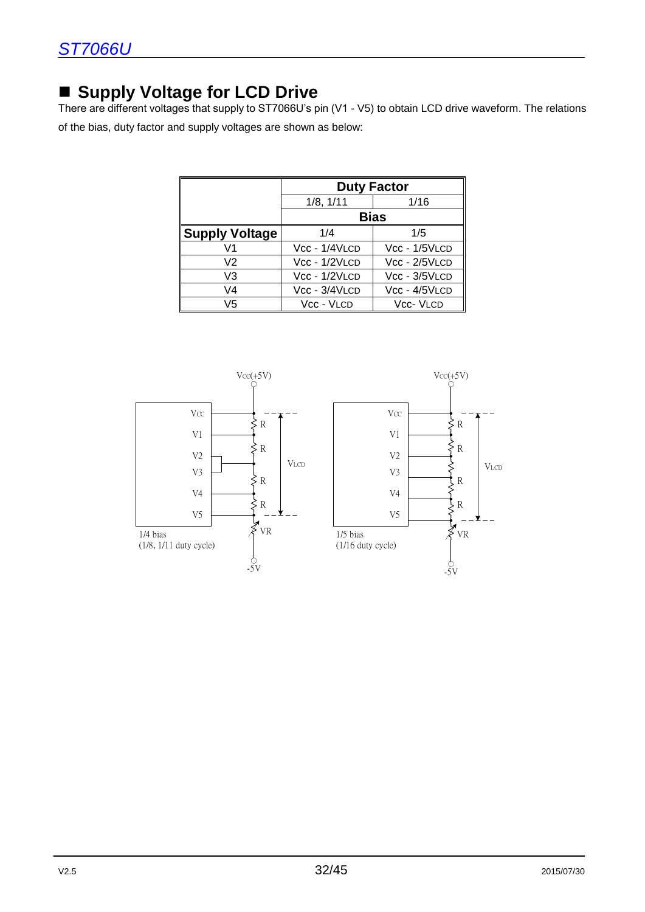## ■ Supply Voltage for LCD Drive

There are different voltages that supply to ST7066U's pin (V1 - V5) to obtain LCD drive waveform. The relations of the bias, duty factor and supply voltages are shown as below:

| | **Duty Factor** | |
|---|---|---|
| | 1/8, 1/11 | 1/16 |
| | **Bias** | |
| **Supply Voltage** | 1/4 | 1/5 |
| V1 | Vcc - 1/4VLCD | Vcc - 1/5VLCD |
| V2 | Vcc - 1/2VLCD | Vcc - 2/5VLCD |
| V3 | Vcc - 1/2VLCD | Vcc - 3/5VLCD |
| V4 | Vcc - 3/4VLCD | Vcc - 4/5VLCD |
| V5 | Vcc - VLCD | Vcc- VLCD |

Vcc(+5V) Vcc V1 V2 V3 V4 V5 R R R R VR VLCD -5V

1/4 bias
(1/8, 1/11 duty cycle)

Vcc(+5V) Vcc V1 V2 V3 V4 V5 R R R R VR VLCD -5V

1/5 bias
(1/16 duty cycle)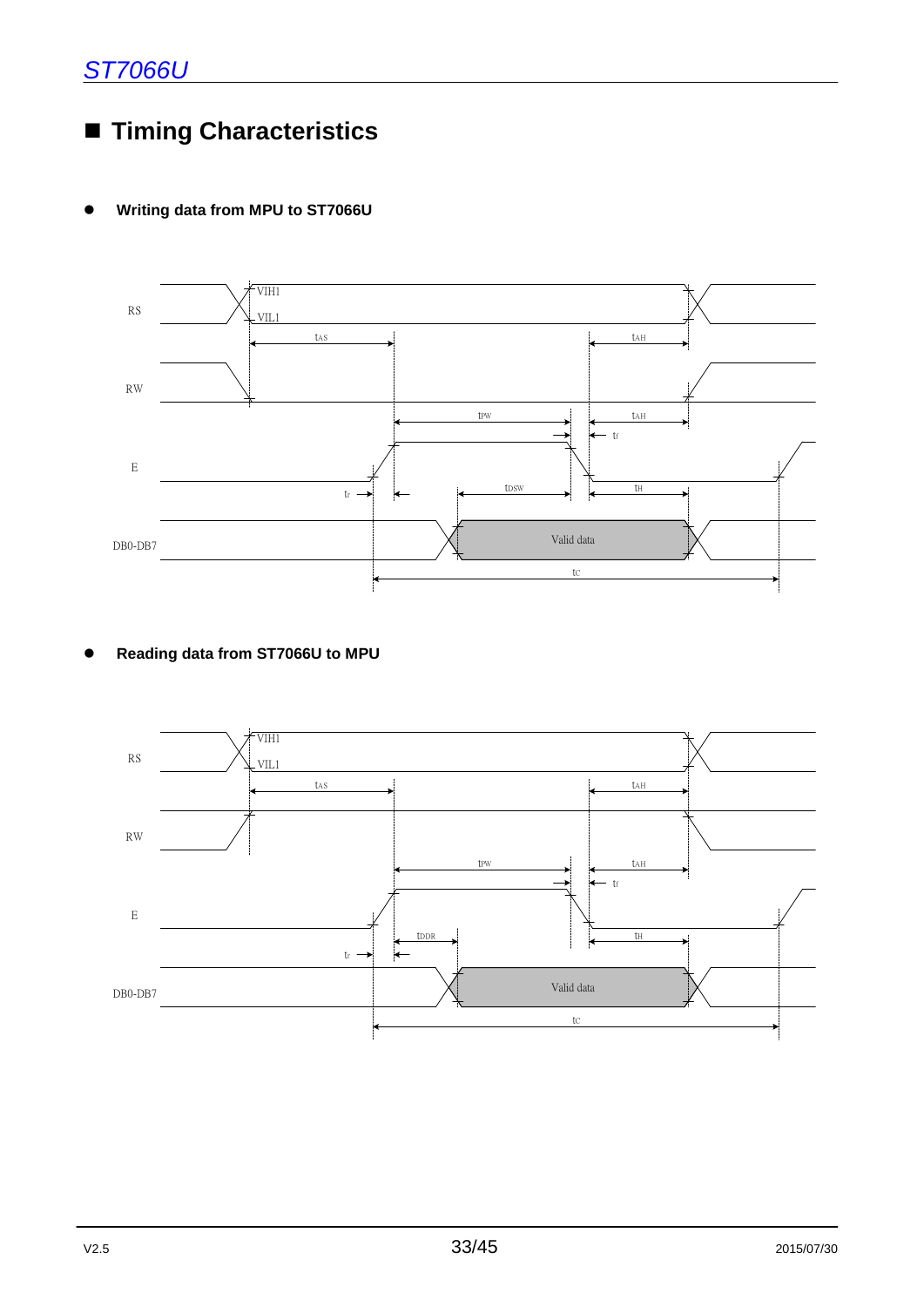## Timing Characteristics

- **Writing data from MPU to ST7066U**

- **Reading data from ST7066U to MPU**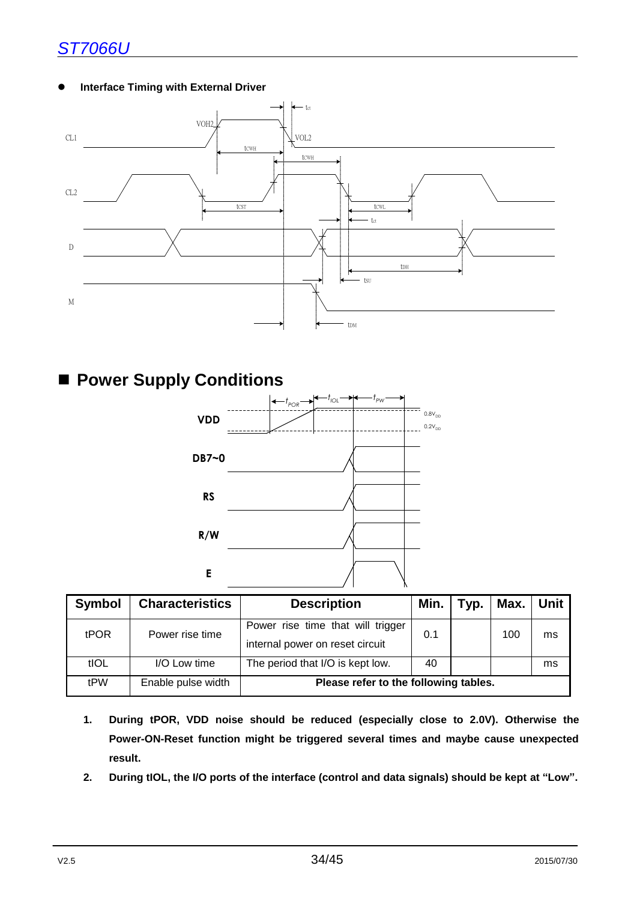- **Interface Timing with External Driver**

## ■ Power Supply Conditions

| Symbol | Characteristics | Description | Min. | Typ. | Max. | Unit |
|---|---|---|---|---|---|---|
| tPOR | Power rise time | Power rise time that will trigger internal power on reset circuit | 0.1 | | 100 | ms |
| tIOL | I/O Low time | The period that I/O is kept low. | 40 | | | ms |
| tPW | Enable pulse width | **Please refer to the following tables.** | | | | |

1. **During tPOR, VDD noise should be reduced (especially close to 2.0V). Otherwise the Power-ON-Reset function might be triggered several times and maybe cause unexpected result.**
2. **During tIOL, the I/O ports of the interface (control and data signals) should be kept at "Low".**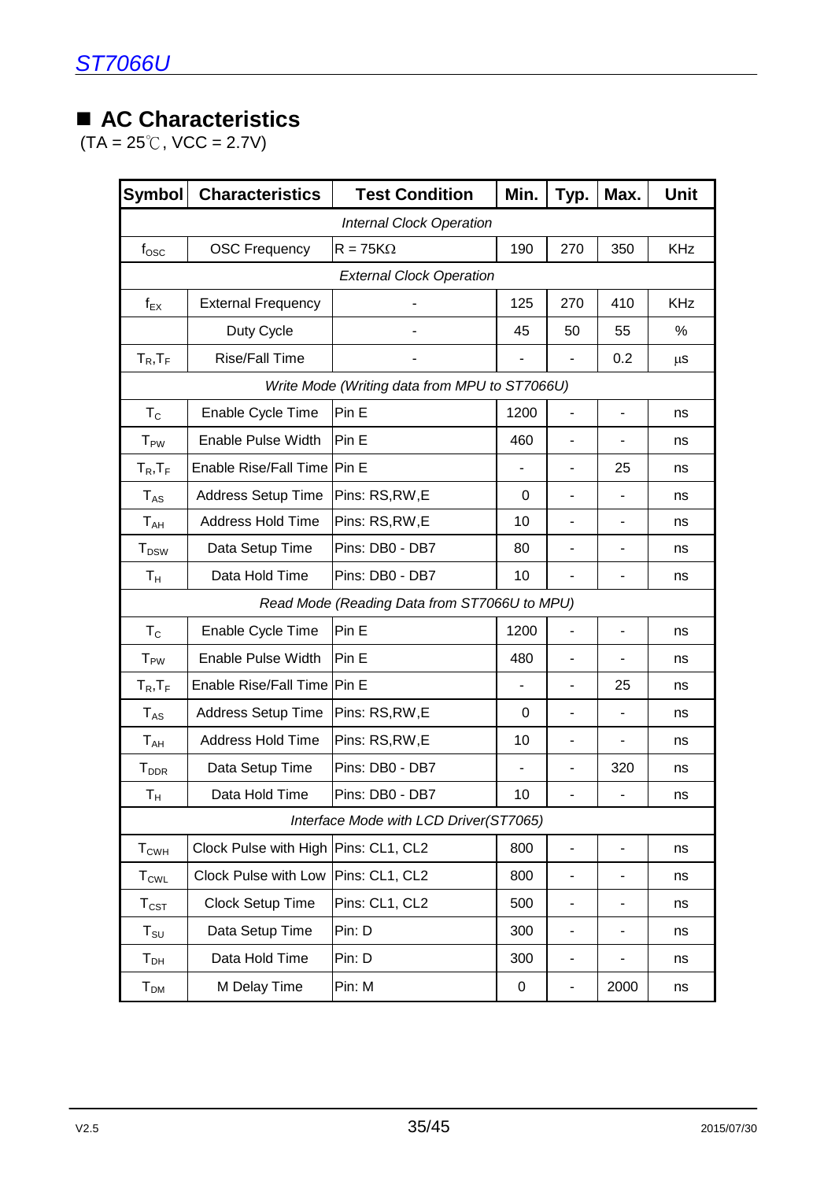## ■ AC Characteristics

(TA = 25℃, VCC = 2.7V)

| Symbol | Characteristics | Test Condition | Min. | Typ. | Max. | Unit |
|---|---|---|---|---|---|---|
| *Internal Clock Operation* | | | | | | |
| $f_{OSC}$ | OSC Frequency | R = 75KΩ | 190 | 270 | 350 | KHz |
| *External Clock Operation* | | | | | | |
| $f_{EX}$ | External Frequency | - | 125 | 270 | 410 | KHz |
| | Duty Cycle | - | 45 | 50 | 55 | % |
| $T_R,T_F$ | Rise/Fall Time | - | - | - | 0.2 | μs |
| *Write Mode (Writing data from MPU to ST7066U)* | | | | | | |
| $T_C$ | Enable Cycle Time | Pin E | 1200 | - | - | ns |
| $T_{PW}$ | Enable Pulse Width | Pin E | 460 | - | - | ns |
| $T_R,T_F$ | Enable Rise/Fall Time | Pin E | - | - | 25 | ns |
| $T_{AS}$ | Address Setup Time | Pins: RS,RW,E | 0 | - | - | ns |
| $T_{AH}$ | Address Hold Time | Pins: RS,RW,E | 10 | - | - | ns |
| $T_{DSW}$ | Data Setup Time | Pins: DB0 - DB7 | 80 | - | - | ns |
| $T_H$ | Data Hold Time | Pins: DB0 - DB7 | 10 | - | - | ns |
| *Read Mode (Reading Data from ST7066U to MPU)* | | | | | | |
| $T_C$ | Enable Cycle Time | Pin E | 1200 | - | - | ns |
| $T_{PW}$ | Enable Pulse Width | Pin E | 480 | - | - | ns |
| $T_R,T_F$ | Enable Rise/Fall Time | Pin E | - | - | 25 | ns |
| $T_{AS}$ | Address Setup Time | Pins: RS,RW,E | 0 | - | - | ns |
| $T_{AH}$ | Address Hold Time | Pins: RS,RW,E | 10 | - | - | ns |
| $T_{DDR}$ | Data Setup Time | Pins: DB0 - DB7 | - | - | 320 | ns |
| $T_H$ | Data Hold Time | Pins: DB0 - DB7 | 10 | - | - | ns |
| *Interface Mode with LCD Driver(ST7065)* | | | | | | |
| $T_{CWH}$ | Clock Pulse with High | Pins: CL1, CL2 | 800 | - | - | ns |
| $T_{CWL}$ | Clock Pulse with Low | Pins: CL1, CL2 | 800 | - | - | ns |
| $T_{CST}$ | Clock Setup Time | Pins: CL1, CL2 | 500 | - | - | ns |
| $T_{SU}$ | Data Setup Time | Pin: D | 300 | - | - | ns |
| $T_{DH}$ | Data Hold Time | Pin: D | 300 | - | - | ns |
| $T_{DM}$ | M Delay Time | Pin: M | 0 | - | 2000 | ns |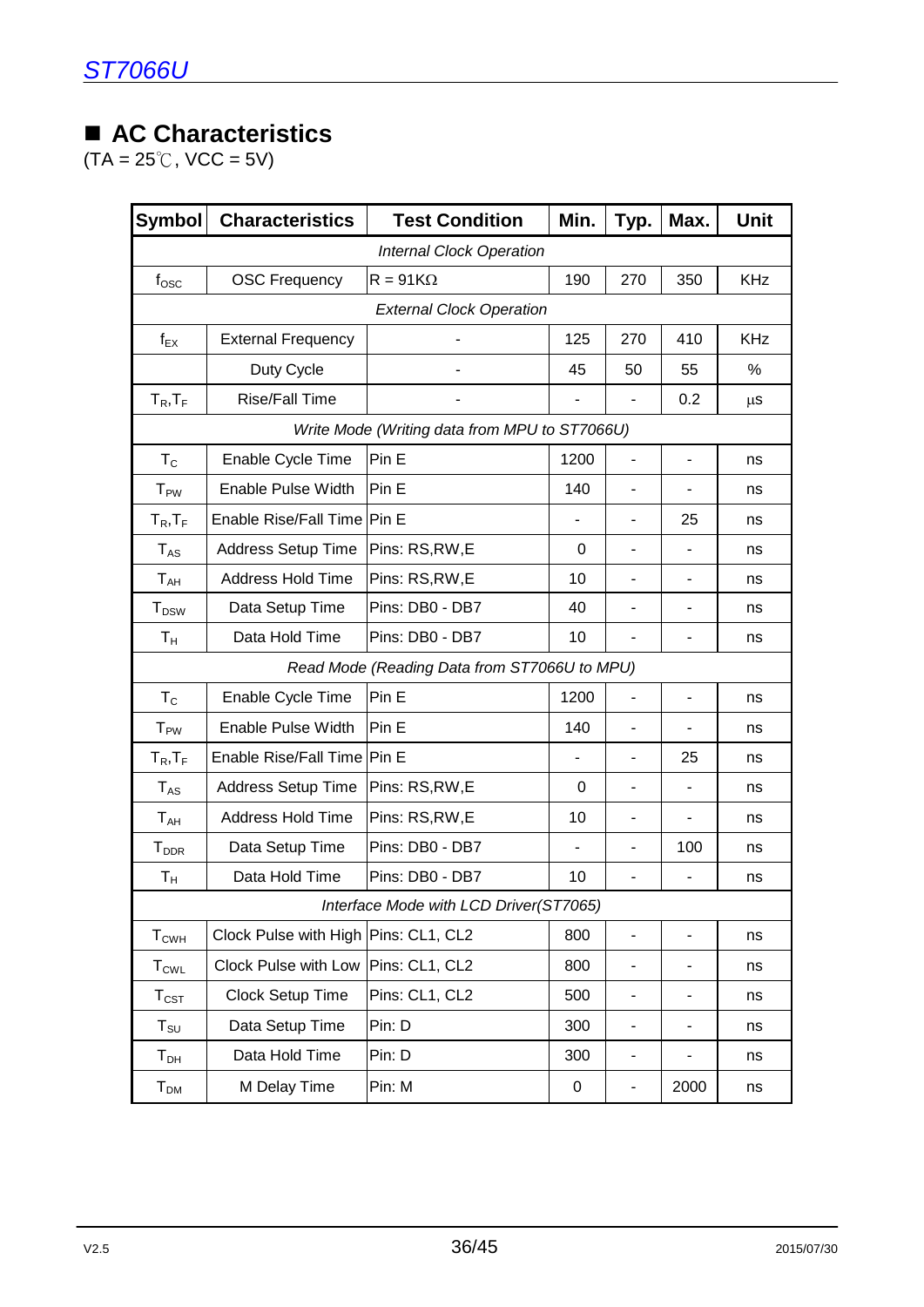## ■ AC Characteristics

(TA = 25℃, VCC = 5V)

| Symbol | Characteristics | Test Condition | Min. | Typ. | Max. | Unit |
|---|---|---|---|---|---|---|
| *Internal Clock Operation* | | | | | | |
| $f_{OSC}$ | OSC Frequency | R = 91KΩ | 190 | 270 | 350 | KHz |
| *External Clock Operation* | | | | | | |
| $f_{EX}$ | External Frequency | - | 125 | 270 | 410 | KHz |
| | Duty Cycle | - | 45 | 50 | 55 | % |
| $T_R$,$T_F$ | Rise/Fall Time | - | - | - | 0.2 | μs |
| *Write Mode (Writing data from MPU to ST7066U)* | | | | | | |
| $T_C$ | Enable Cycle Time | Pin E | 1200 | - | - | ns |
| $T_{PW}$ | Enable Pulse Width | Pin E | 140 | - | - | ns |
| $T_R$,$T_F$ | Enable Rise/Fall Time | Pin E | - | - | 25 | ns |
| $T_{AS}$ | Address Setup Time | Pins: RS,RW,E | 0 | - | - | ns |
| $T_{AH}$ | Address Hold Time | Pins: RS,RW,E | 10 | - | - | ns |
| $T_{DSW}$ | Data Setup Time | Pins: DB0 - DB7 | 40 | - | - | ns |
| $T_H$ | Data Hold Time | Pins: DB0 - DB7 | 10 | - | - | ns |
| *Read Mode (Reading Data from ST7066U to MPU)* | | | | | | |
| $T_C$ | Enable Cycle Time | Pin E | 1200 | - | - | ns |
| $T_{PW}$ | Enable Pulse Width | Pin E | 140 | - | - | ns |
| $T_R$,$T_F$ | Enable Rise/Fall Time | Pin E | - | - | 25 | ns |
| $T_{AS}$ | Address Setup Time | Pins: RS,RW,E | 0 | - | - | ns |
| $T_{AH}$ | Address Hold Time | Pins: RS,RW,E | 10 | - | - | ns |
| $T_{DDR}$ | Data Setup Time | Pins: DB0 - DB7 | - | - | 100 | ns |
| $T_H$ | Data Hold Time | Pins: DB0 - DB7 | 10 | - | - | ns |
| *Interface Mode with LCD Driver(ST7065)* | | | | | | |
| $T_{CWH}$ | Clock Pulse with High | Pins: CL1, CL2 | 800 | - | - | ns |
| $T_{CWL}$ | Clock Pulse with Low | Pins: CL1, CL2 | 800 | - | - | ns |
| $T_{CST}$ | Clock Setup Time | Pins: CL1, CL2 | 500 | - | - | ns |
| $T_{SU}$ | Data Setup Time | Pin: D | 300 | - | - | ns |
| $T_{DH}$ | Data Hold Time | Pin: D | 300 | - | - | ns |
| $T_{DM}$ | M Delay Time | Pin: M | 0 | - | 2000 | ns |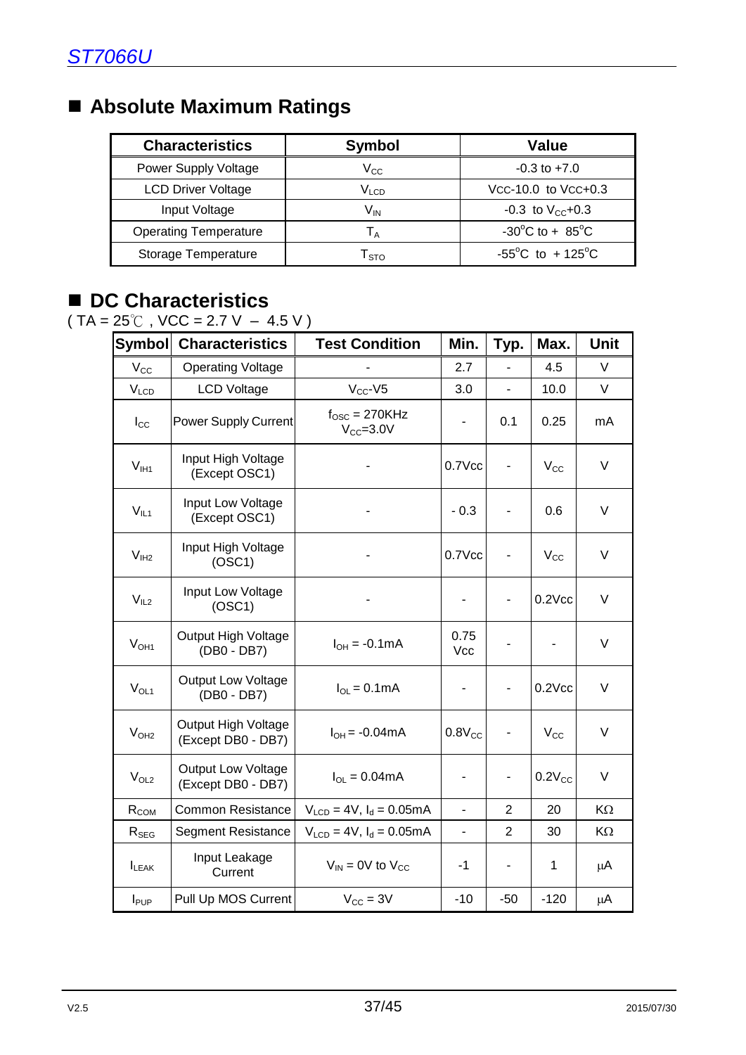## ■ Absolute Maximum Ratings

| Characteristics | Symbol | Value |
|---|---|---|
| Power Supply Voltage | $V_{CC}$ | -0.3 to +7.0 |
| LCD Driver Voltage | $V_{LCD}$ | Vcc-10.0 to Vcc+0.3 |
| Input Voltage | $V_{IN}$ | -0.3 to $V_{CC}$+0.3 |
| Operating Temperature | $T_A$ | -30°C to + 85°C |
| Storage Temperature | $T_{STO}$ | -55°C to + 125°C |

## ■ DC Characteristics

( TA = 25℃ , VCC = 2.7 V – 4.5 V )

| Symbol | Characteristics | Test Condition | Min. | Typ. | Max. | Unit |
|---|---|---|---|---|---|---|
| $V_{CC}$ | Operating Voltage | - | 2.7 | - | 4.5 | V |
| $V_{LCD}$ | LCD Voltage | $V_{CC}$-V5 | 3.0 | - | 10.0 | V |
| $I_{CC}$ | Power Supply Current | $f_{OSC}$ = 270KHz $V_{CC}$=3.0V | - | 0.1 | 0.25 | mA |
| $V_{IH1}$ | Input High Voltage (Except OSC1) | - | 0.7Vcc | - | $V_{CC}$ | V |
| $V_{IL1}$ | Input Low Voltage (Except OSC1) | - | - 0.3 | - | 0.6 | V |
| $V_{IH2}$ | Input High Voltage (OSC1) | - | 0.7Vcc | - | $V_{CC}$ | V |
| $V_{IL2}$ | Input Low Voltage (OSC1) | - | - | - | 0.2Vcc | V |
| $V_{OH1}$ | Output High Voltage (DB0 - DB7) | $I_{OH}$ = -0.1mA | 0.75 Vcc | - | - | V |
| $V_{OL1}$ | Output Low Voltage (DB0 - DB7) | $I_{OL}$ = 0.1mA | - | - | 0.2Vcc | V |
| $V_{OH2}$ | Output High Voltage (Except DB0 - DB7) | $I_{OH}$ = -0.04mA | 0.8$V_{CC}$ | - | $V_{CC}$ | V |
| $V_{OL2}$ | Output Low Voltage (Except DB0 - DB7) | $I_{OL}$ = 0.04mA | - | - | 0.2$V_{CC}$ | V |
| $R_{COM}$ | Common Resistance | $V_{LCD}$ = 4V, $I_d$ = 0.05mA | - | 2 | 20 | KΩ |
| $R_{SEG}$ | Segment Resistance | $V_{LCD}$ = 4V, $I_d$ = 0.05mA | - | 2 | 30 | KΩ |
| $I_{LEAK}$ | Input Leakage Current | $V_{IN}$ = 0V to $V_{CC}$ | -1 | - | 1 | μA |
| $I_{PUP}$ | Pull Up MOS Current | $V_{CC}$ = 3V | -10 | -50 | -120 | μA |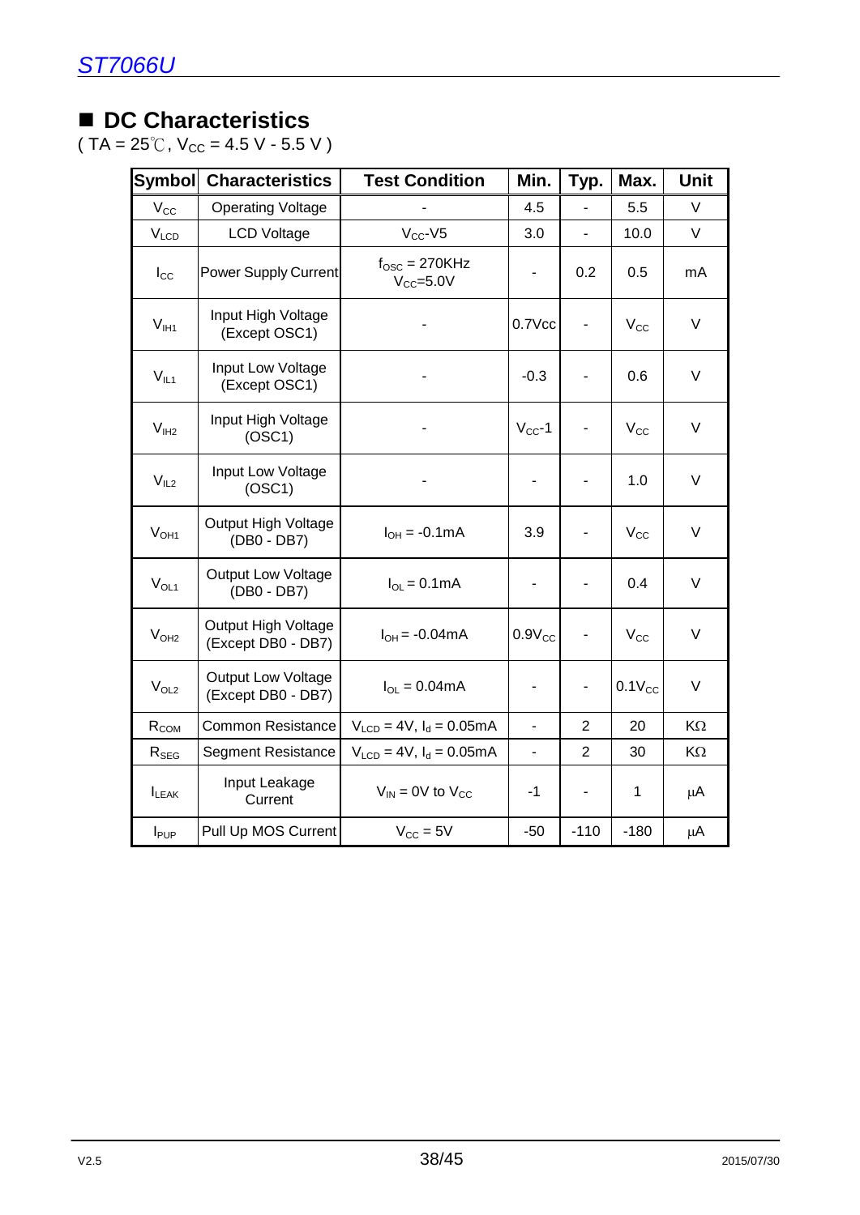## ■ DC Characteristics

( TA = 25℃, $V_{CC}$ = 4.5 V - 5.5 V )

| Symbol | Characteristics | Test Condition | Min. | Typ. | Max. | Unit |
|---|---|---|---|---|---|---|
| $V_{CC}$ | Operating Voltage | - | 4.5 | - | 5.5 | V |
| $V_{LCD}$ | LCD Voltage | $V_{CC}$-V5 | 3.0 | - | 10.0 | V |
| $I_{CC}$ | Power Supply Current | $f_{OSC}$ = 270KHz $V_{CC}$=5.0V | - | 0.2 | 0.5 | mA |
| $V_{IH1}$ | Input High Voltage (Except OSC1) | - | 0.7Vcc | - | $V_{CC}$ | V |
| $V_{IL1}$ | Input Low Voltage (Except OSC1) | - | -0.3 | - | 0.6 | V |
| $V_{IH2}$ | Input High Voltage (OSC1) | - | $V_{CC}$-1 | - | $V_{CC}$ | V |
| $V_{IL2}$ | Input Low Voltage (OSC1) | - | - | - | 1.0 | V |
| $V_{OH1}$ | Output High Voltage (DB0 - DB7) | $I_{OH}$ = -0.1mA | 3.9 | - | $V_{CC}$ | V |
| $V_{OL1}$ | Output Low Voltage (DB0 - DB7) | $I_{OL}$ = 0.1mA | - | - | 0.4 | V |
| $V_{OH2}$ | Output High Voltage (Except DB0 - DB7) | $I_{OH}$ = -0.04mA | 0.9$V_{CC}$ | - | $V_{CC}$ | V |
| $V_{OL2}$ | Output Low Voltage (Except DB0 - DB7) | $I_{OL}$ = 0.04mA | - | - | 0.1$V_{CC}$ | V |
| $R_{COM}$ | Common Resistance | $V_{LCD}$ = 4V, $I_d$ = 0.05mA | - | 2 | 20 | KΩ |
| $R_{SEG}$ | Segment Resistance | $V_{LCD}$ = 4V, $I_d$ = 0.05mA | - | 2 | 30 | KΩ |
| $I_{LEAK}$ | Input Leakage Current | $V_{IN}$ = 0V to $V_{CC}$ | -1 | - | 1 | μA |
| $I_{PUP}$ | Pull Up MOS Current | $V_{CC}$ = 5V | -50 | -110 | -180 | μA |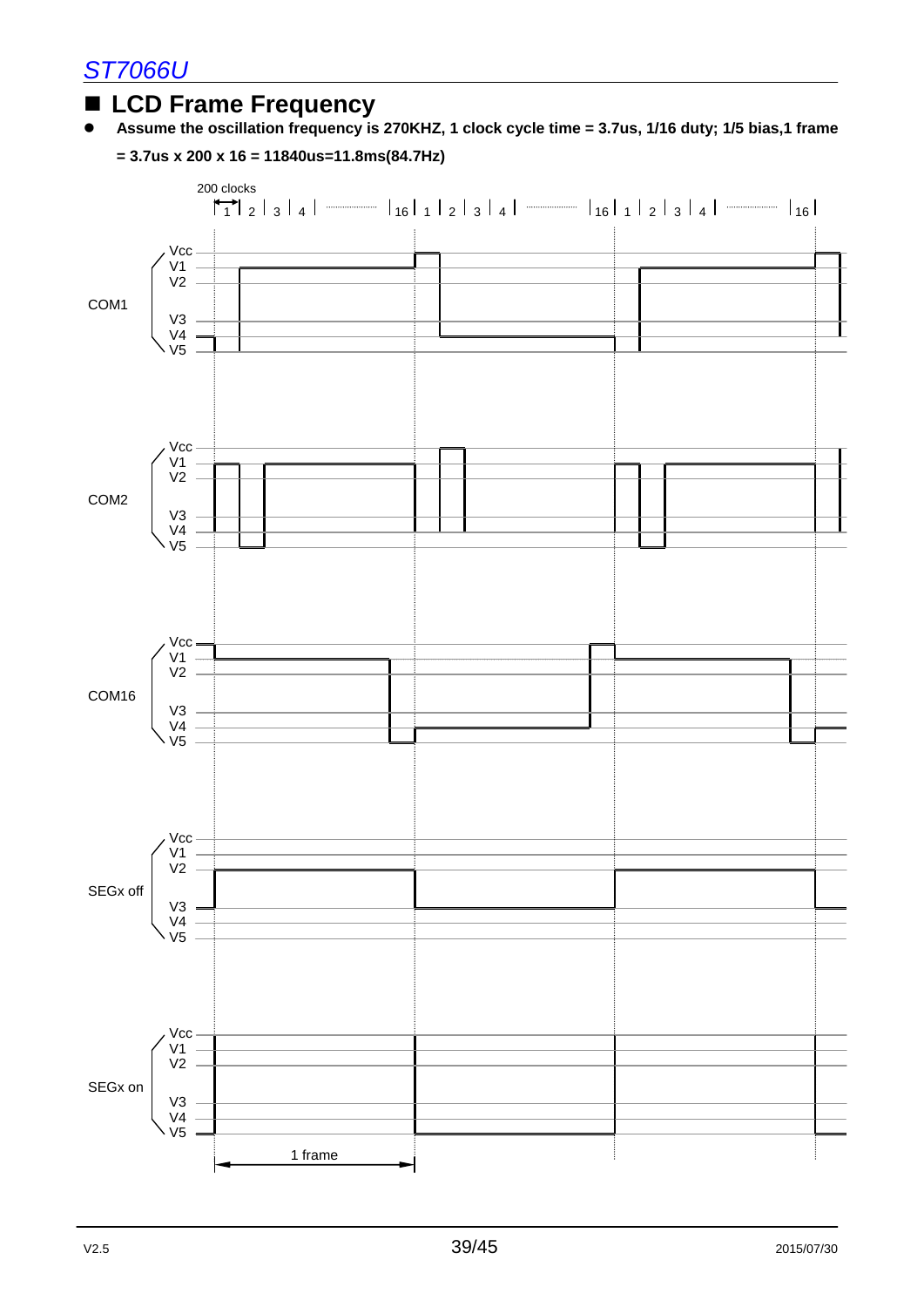## LCD Frame Frequency

- **Assume the oscillation frequency is 270KHZ, 1 clock cycle time = 3.7us, 1/16 duty; 1/5 bias,1 frame = 3.7us x 200 x 16 = 11840us=11.8ms(84.7Hz)**

200 clocks

1 | 2 | 3 | 4 | ........ | 16 | 1 | 2 | 3 | 4 | ........ | 16 | 1 | 2 | 3 | 4 | ........ | 16

COM1 (Vcc, V1, V2, V3, V4, V5)

COM2 (Vcc, V1, V2, V3, V4, V5)

COM16 (Vcc, V1, V2, V3, V4, V5)

SEGx off (Vcc, V1, V2, V3, V4, V5)

SEGx on (Vcc, V1, V2, V3, V4, V5)

1 frame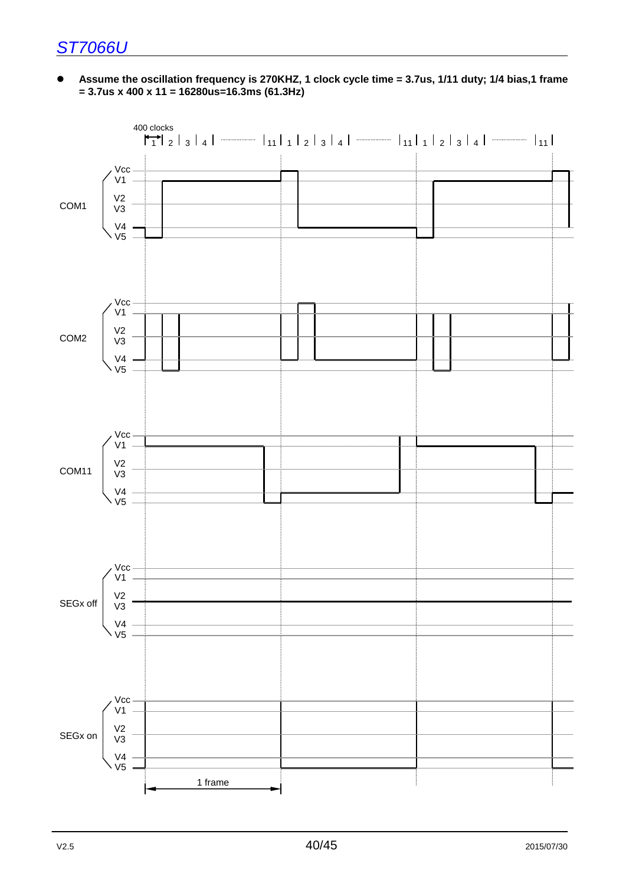- **Assume the oscillation frequency is 270KHZ, 1 clock cycle time = 3.7us, 1/11 duty; 1/4 bias,1 frame = 3.7us x 400 x 11 = 16280us=16.3ms (61.3Hz)**

400 clocks

1 | 2 | 3 | 4 | ........ | 11 | 1 | 2 | 3 | 4 | ........ | 11 | 1 | 2 | 3 | 4 | ........ | 11

COM1: Vcc, V1, V2, V3, V4, V5

COM2: Vcc, V1, V2, V3, V4, V5

COM11: Vcc, V1, V2, V3, V4, V5

SEGx off: Vcc, V1, V2, V3, V4, V5

SEGx on: Vcc, V1, V2, V3, V4, V5

1 frame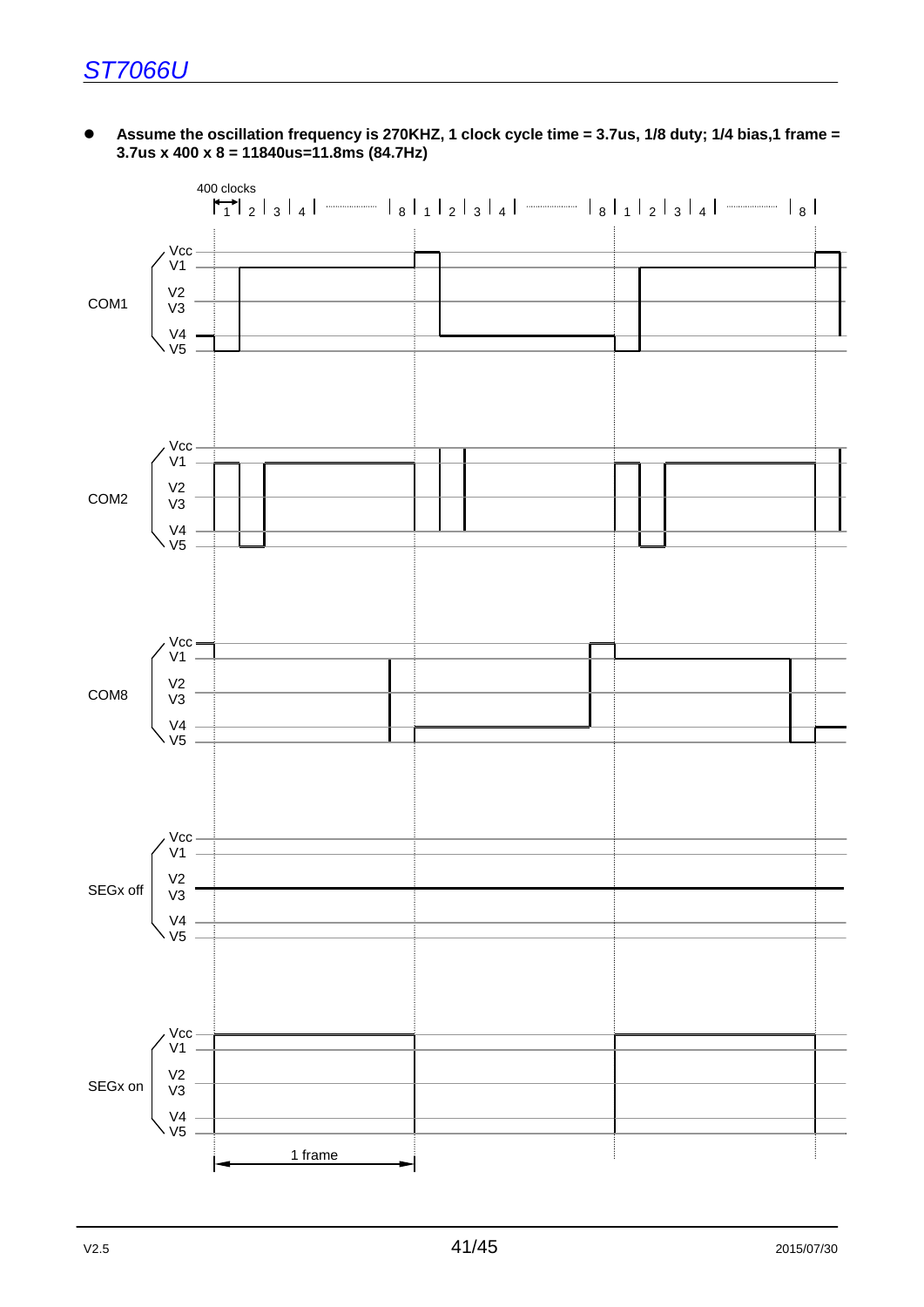- **Assume the oscillation frequency is 270KHZ, 1 clock cycle time = 3.7us, 1/8 duty; 1/4 bias,1 frame = 3.7us x 400 x 8 = 11840us=11.8ms (84.7Hz)**

400 clocks

1 2 3 4 ... 8 1 2 3 4 ... 8 1 2 3 4 ... 8

COM1: Vcc, V1, V2, V3, V4, V5

COM2: Vcc, V1, V2, V3, V4, V5

COM8: Vcc, V1, V2, V3, V4, V5

SEGx off: Vcc, V1, V2, V3, V4, V5

SEGx on: Vcc, V1, V2, V3, V4, V5

1 frame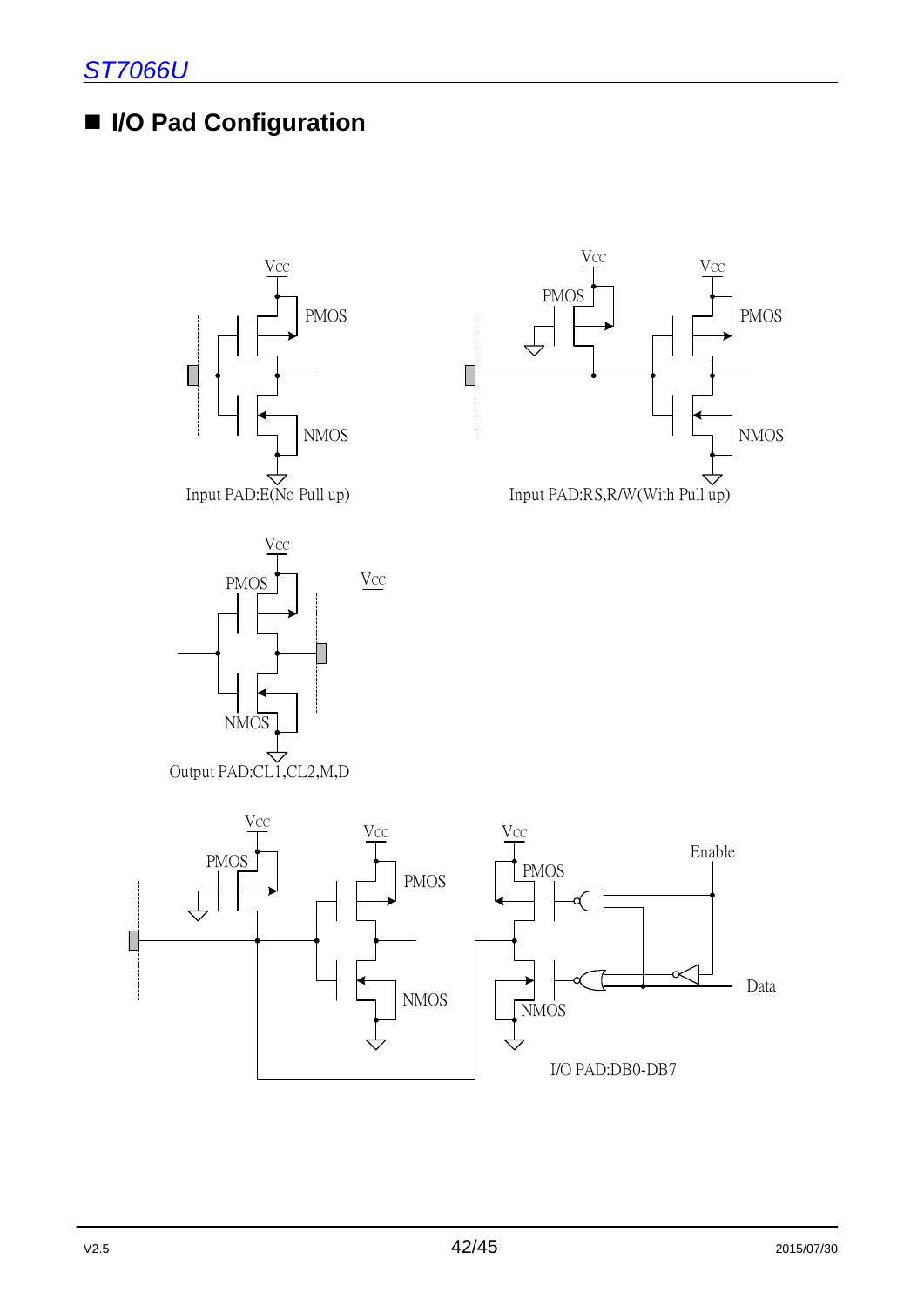# I/O Pad Configuration

Vcc

PMOS

NMOS

Input PAD:E(No Pull up)

Vcc

PMOS

Vcc

PMOS

NMOS

Input PAD:RS,R/W(With Pull up)

Vcc

PMOS

Vcc

NMOS

Output PAD:CL1,CL2,M,D

Vcc

PMOS

Vcc

PMOS

NMOS

Vcc

PMOS

NMOS

Enable

Data

I/O PAD:DB0-DB7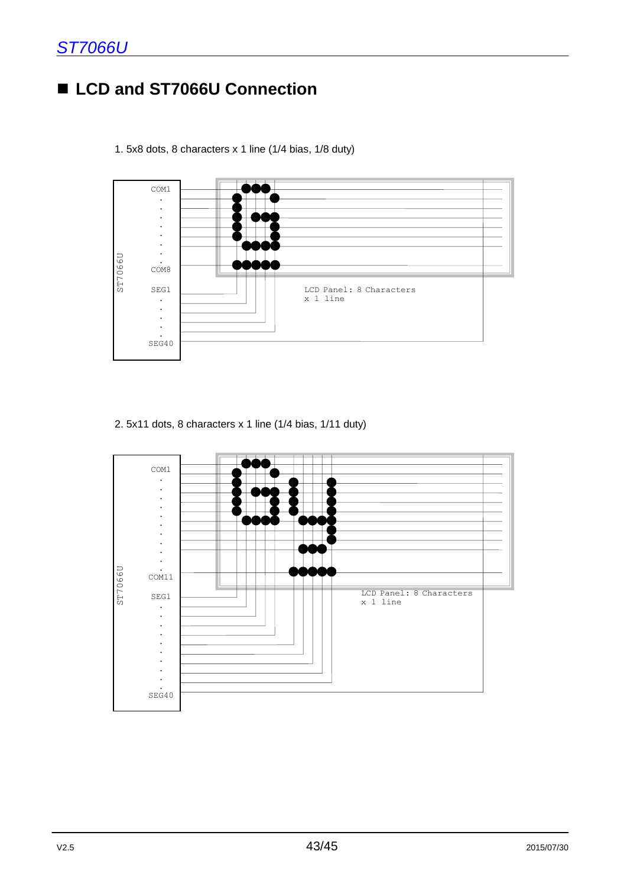## LCD and ST7066U Connection

1. 5x8 dots, 8 characters x 1 line (1/4 bias, 1/8 duty)

ST7066U

COM1 . . . . . . . . COM8

SEG1 . . . . . SEG40

LCD Panel: 8 Characters x 1 line

2. 5x11 dots, 8 characters x 1 line (1/4 bias, 1/11 duty)

ST7066U

COM1 . . . . . . . . . . . . . COM11

SEG1 . . . . . . . . . . SEG40

LCD Panel: 8 Characters x 1 line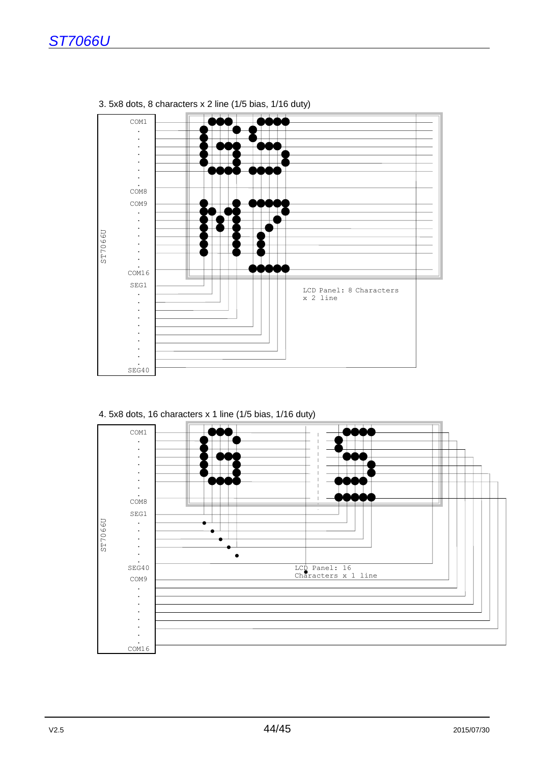3. 5x8 dots, 8 characters x 2 line (1/5 bias, 1/16 duty)

ST7066U

COM1 … COM8

COM9 … COM16

SEG1 … SEG40

LCD Panel: 8 Characters x 2 line

4. 5x8 dots, 16 characters x 1 line (1/5 bias, 1/16 duty)

ST7066U

COM1 … COM8

SEG1 … SEG40

COM9 … COM16

LCD Panel: 16 Characters x 1 line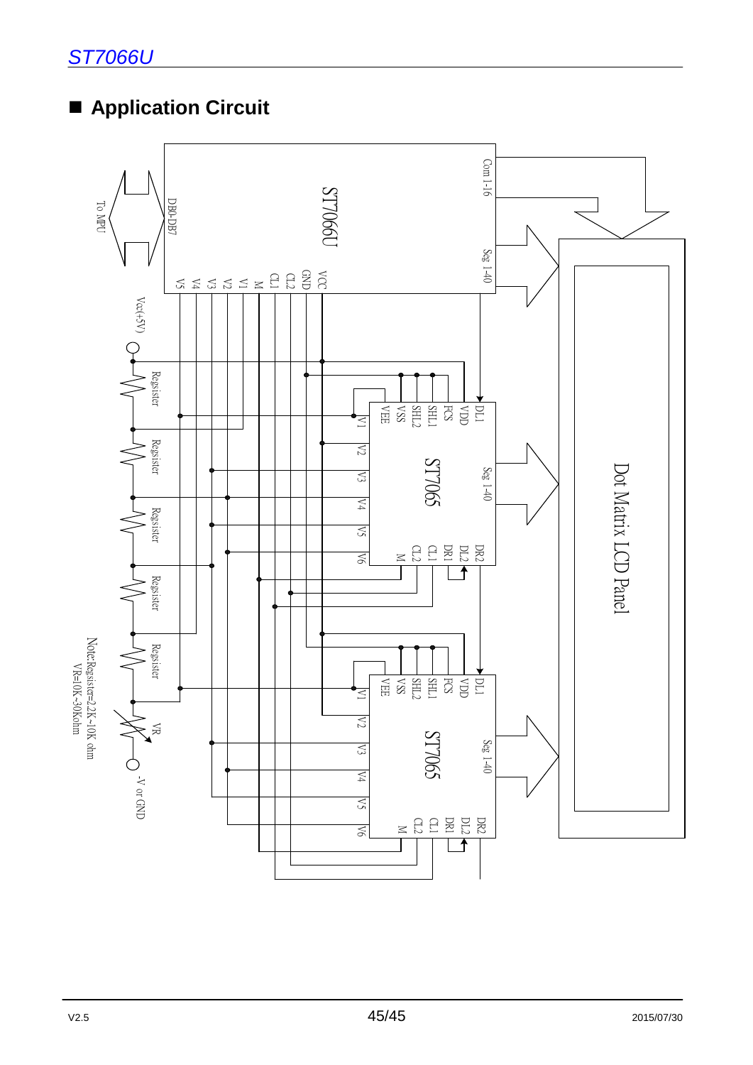## ■ Application Circuit

ST7066U

To MPU

DB0-DB7

Com 1-16

Seg 1-40

VCC
GND
CL2
CL1
M
V1
V2
V3
V4
V5

Vcc(+5V)

Regsister

Regsister

Regsister

Regsister

Regsister

VR

-V or GND

Note:Regsister=2.2K~10K ohm
VR=10K~30Kohm

ST7065

DL1
VDD
FCS
SHL1
SHL2
VSS
VEE
V1
V2
V3
V4
V5
V6
M
CL2
CL1
DR1
DL2
DR2

Seg 1-40

ST7065

DL1
VDD
FCS
SHL1
SHL2
VSS
VEE
V1
V2
V3
V4
V5
V6
M
CL2
CL1
DR1
DL2
DR2

Seg 1-40

Dot Matrix LCD Panel